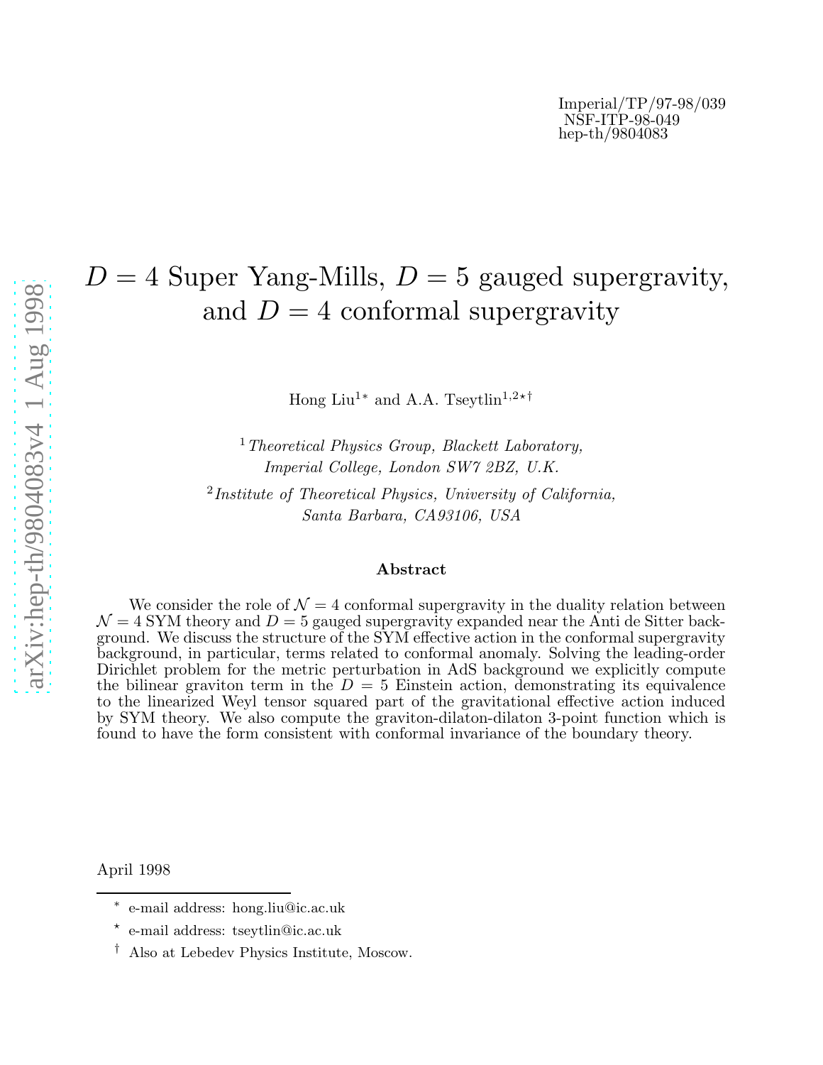Imperial/TP/97-98/039
NSF-ITP-98-049
hep-th/9804083

# $D = 4$ Super Yang-Mills, $D = 5$ gauged supergravity, and $D = 4$ conformal supergravity

Hong Liu[1*] and A.A. Tseytlin[1,2⋆†]

[1] *Theoretical Physics Group, Blackett Laboratory, Imperial College, London SW7 2BZ, U.K.*

[2] *Institute of Theoretical Physics, University of California, Santa Barbara, CA93106, USA*

### Abstract

We consider the role of $\mathcal{N} = 4$ conformal supergravity in the duality relation between $\mathcal{N} = 4$ SYM theory and $D = 5$ gauged supergravity expanded near the Anti de Sitter background. We discuss the structure of the SYM effective action in the conformal supergravity background, in particular, terms related to conformal anomaly. Solving the leading-order Dirichlet problem for the metric perturbation in AdS background we explicitly compute the bilinear graviton term in the $D = 5$ Einstein action, demonstrating its equivalence to the linearized Weyl tensor squared part of the gravitational effective action induced by SYM theory. We also compute the graviton-dilaton-dilaton 3-point function which is found to have the form consistent with conformal invariance of the boundary theory.

April 1998

---

[*] e-mail address: hong.liu@ic.ac.uk

[⋆] e-mail address: tseytlin@ic.ac.uk

[†] Also at Lebedev Physics Institute, Moscow.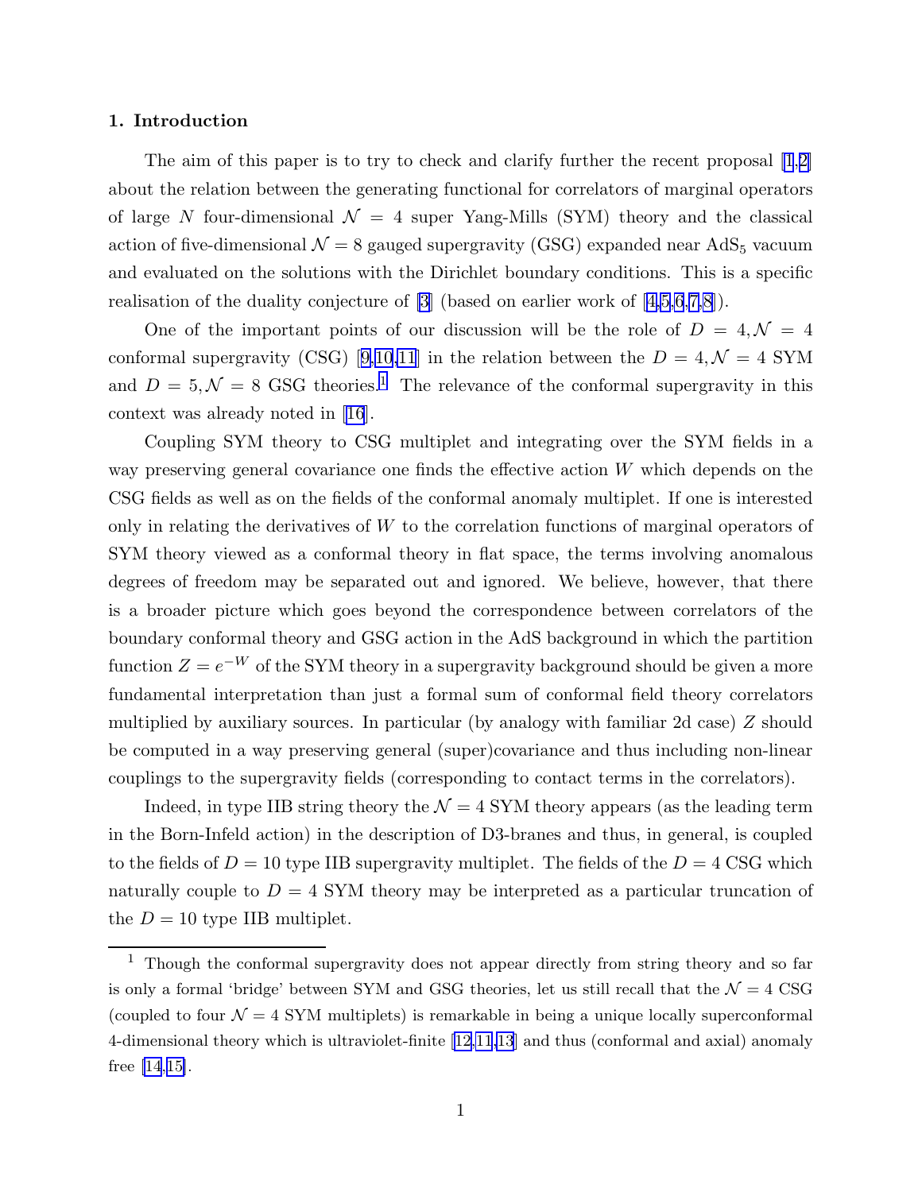## 1. Introduction

The aim of this paper is to try to check and clarify further the recent proposal [1,2] about the relation between the generating functional for correlators of marginal operators of large $N$ four-dimensional $\mathcal{N}=4$ super Yang-Mills (SYM) theory and the classical action of five-dimensional $\mathcal{N}=8$ gauged supergravity (GSG) expanded near $\mathrm{AdS}_5$ vacuum and evaluated on the solutions with the Dirichlet boundary conditions. This is a specific realisation of the duality conjecture of [3] (based on earlier work of [4,5,6,7,8]).

One of the important points of our discussion will be the role of $D=4, \mathcal{N}=4$ conformal supergravity (CSG) [9,10,11] in the relation between the $D=4, \mathcal{N}=4$ SYM and $D=5, \mathcal{N}=8$ GSG theories.[1] The relevance of the conformal supergravity in this context was already noted in [16].

Coupling SYM theory to CSG multiplet and integrating over the SYM fields in a way preserving general covariance one finds the effective action $W$ which depends on the CSG fields as well as on the fields of the conformal anomaly multiplet. If one is interested only in relating the derivatives of $W$ to the correlation functions of marginal operators of SYM theory viewed as a conformal theory in flat space, the terms involving anomalous degrees of freedom may be separated out and ignored. We believe, however, that there is a broader picture which goes beyond the correspondence between correlators of the boundary conformal theory and GSG action in the AdS background in which the partition function $Z=e^{-W}$ of the SYM theory in a supergravity background should be given a more fundamental interpretation than just a formal sum of conformal field theory correlators multiplied by auxiliary sources. In particular (by analogy with familiar 2d case) $Z$ should be computed in a way preserving general (super)covariance and thus including non-linear couplings to the supergravity fields (corresponding to contact terms in the correlators).

Indeed, in type IIB string theory the $\mathcal{N}=4$ SYM theory appears (as the leading term in the Born-Infeld action) in the description of D3-branes and thus, in general, is coupled to the fields of $D=10$ type IIB supergravity multiplet. The fields of the $D=4$ CSG which naturally couple to $D=4$ SYM theory may be interpreted as a particular truncation of the $D=10$ type IIB multiplet.

---

[1] Though the conformal supergravity does not appear directly from string theory and so far is only a formal 'bridge' between SYM and GSG theories, let us still recall that the $\mathcal{N}=4$ CSG (coupled to four $\mathcal{N}=4$ SYM multiplets) is remarkable in being a unique locally superconformal 4-dimensional theory which is ultraviolet-finite [12,11,13] and thus (conformal and axial) anomaly free [14,15].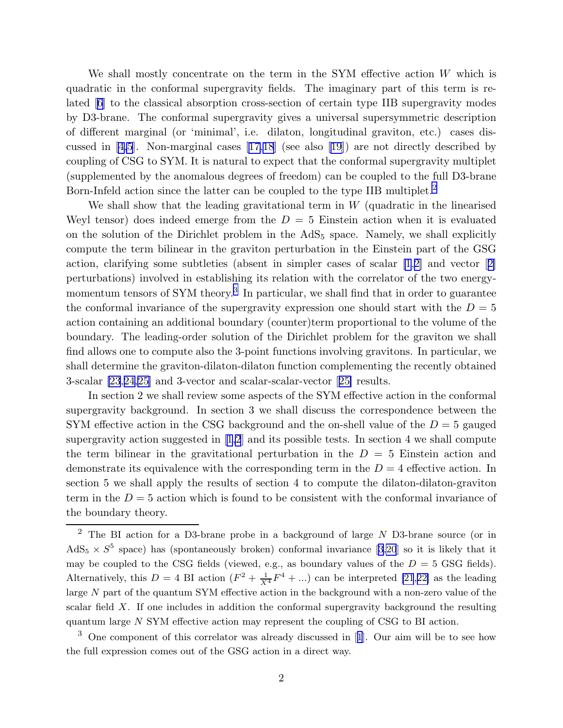We shall mostly concentrate on the term in the SYM effective action $W$ which is quadratic in the conformal supergravity fields. The imaginary part of this term is related [6] to the classical absorption cross-section of certain type IIB supergravity modes by D3-brane. The conformal supergravity gives a universal supersymmetric description of different marginal (or 'minimal', i.e. dilaton, longitudinal graviton, etc.) cases discussed in [4,5]. Non-marginal cases [17,18] (see also [19]) are not directly described by coupling of CSG to SYM. It is natural to expect that the conformal supergravity multiplet (supplemented by the anomalous degrees of freedom) can be coupled to the full D3-brane Born-Infeld action since the latter can be coupled to the type IIB multiplet.[2]

We shall show that the leading gravitational term in $W$ (quadratic in the linearised Weyl tensor) does indeed emerge from the $D = 5$ Einstein action when it is evaluated on the solution of the Dirichlet problem in the $AdS_5$ space. Namely, we shall explicitly compute the term bilinear in the graviton perturbation in the Einstein part of the GSG action, clarifying some subtleties (absent in simpler cases of scalar [1,2] and vector [2] perturbations) involved in establishing its relation with the correlator of the two energy-momentum tensors of SYM theory.[3] In particular, we shall find that in order to guarantee the conformal invariance of the supergravity expression one should start with the $D = 5$ action containing an additional boundary (counter)term proportional to the volume of the boundary. The leading-order solution of the Dirichlet problem for the graviton we shall find allows one to compute also the 3-point functions involving gravitons. In particular, we shall determine the graviton-dilaton-dilaton function complementing the recently obtained 3-scalar [23,24,25] and 3-vector and scalar-scalar-vector [25] results.

In section 2 we shall review some aspects of the SYM effective action in the conformal supergravity background. In section 3 we shall discuss the correspondence between the SYM effective action in the CSG background and the on-shell value of the $D = 5$ gauged supergravity action suggested in [1,2] and its possible tests. In section 4 we shall compute the term bilinear in the gravitational perturbation in the $D = 5$ Einstein action and demonstrate its equivalence with the corresponding term in the $D = 4$ effective action. In section 5 we shall apply the results of section 4 to compute the dilaton-dilaton-graviton term in the $D = 5$ action which is found to be consistent with the conformal invariance of the boundary theory.

---

[2] The BI action for a D3-brane probe in a background of large $N$ D3-brane source (or in $AdS_5 \times S^5$ space) has (spontaneously broken) conformal invariance [3,20] so it is likely that it may be coupled to the CSG fields (viewed, e.g., as boundary values of the $D = 5$ GSG fields). Alternatively, this $D = 4$ BI action ($F^2 + \frac{1}{X^4}F^4 + ...$) can be interpreted [21,22] as the leading large $N$ part of the quantum SYM effective action in the background with a non-zero value of the scalar field $X$. If one includes in addition the conformal supergravity background the resulting quantum large $N$ SYM effective action may represent the coupling of CSG to BI action.

[3] One component of this correlator was already discussed in [1]. Our aim will be to see how the full expression comes out of the GSG action in a direct way.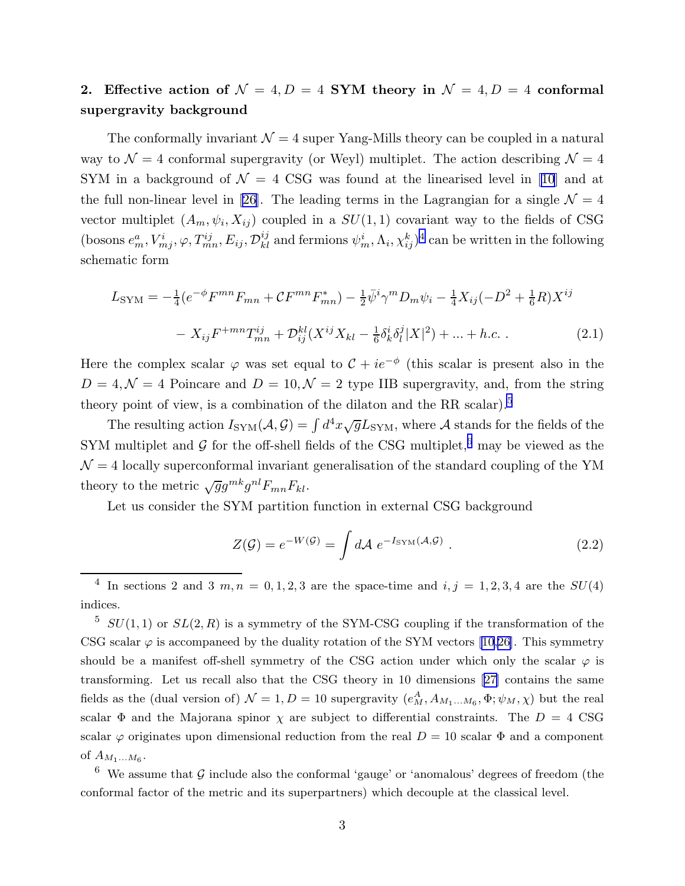## 2. Effective action of $\mathcal{N}=4, D=4$ SYM theory in $\mathcal{N}=4, D=4$ conformal supergravity background

The conformally invariant $\mathcal{N}=4$ super Yang-Mills theory can be coupled in a natural way to $\mathcal{N}=4$ conformal supergravity (or Weyl) multiplet. The action describing $\mathcal{N}=4$ SYM in a background of $\mathcal{N}=4$ CSG was found at the linearised level in [10] and at the full non-linear level in [26]. The leading terms in the Lagrangian for a single $\mathcal{N}=4$ vector multiplet $(A_m, \psi_i, X_{ij})$ coupled in a $SU(1,1)$ covariant way to the fields of CSG (bosons $e^a_m, V^i_{mj}, \varphi, T^{ij}_{mn}, E_{ij}, \mathcal{D}^{ij}_{kl}$ and fermions $\psi^i_m, \Lambda_i, \chi^k_{ij}$)[4] can be written in the following schematic form

$$
L_{\rm SYM} = -\tfrac{1}{4}(e^{-\phi} F^{mn}F_{mn} + \mathcal{C} F^{mn}F^*_{mn}) - \tfrac{1}{2}\bar{\psi}^i \gamma^m D_m \psi_i - \tfrac{1}{4} X_{ij}(-D^2 + \tfrac{1}{6}R)X^{ij}
$$

$$
- \ X_{ij}F^{+mn}T^{ij}_{mn} + \mathcal{D}^{kl}_{ij}(X^{ij}X_{kl} - \tfrac{1}{6}\delta^i_k \delta^j_l |X|^2) + ... + h.c. \ . \tag{2.1}
$$

Here the complex scalar $\varphi$ was set equal to $\mathcal{C} + ie^{-\phi}$ (this scalar is present also in the $D=4, \mathcal{N}=4$ Poincare and $D=10, \mathcal{N}=2$ type IIB supergravity, and, from the string theory point of view, is a combination of the dilaton and the RR scalar).[5]

The resulting action $I_{\rm SYM}(\mathcal{A}, \mathcal{G}) = \int d^4x \sqrt{g} L_{\rm SYM}$, where $\mathcal{A}$ stands for the fields of the SYM multiplet and $\mathcal{G}$ for the off-shell fields of the CSG multiplet,[6] may be viewed as the $\mathcal{N}=4$ locally superconformal invariant generalisation of the standard coupling of the YM theory to the metric $\sqrt{g} g^{mk} g^{nl} F_{mn} F_{kl}$.

Let us consider the SYM partition function in external CSG background

$$
Z(\mathcal{G}) = e^{-W(\mathcal{G})} = \int d\mathcal{A} \ e^{-I_{\rm SYM}(\mathcal{A},\mathcal{G})} \ . \tag{2.2}
$$

[4] In sections 2 and 3 $m, n = 0,1,2,3$ are the space-time and $i, j = 1,2,3,4$ are the $SU(4)$ indices.

[5] $SU(1,1)$ or $SL(2,R)$ is a symmetry of the SYM-CSG coupling if the transformation of the CSG scalar $\varphi$ is accompaneed by the duality rotation of the SYM vectors [10,26]. This symmetry should be a manifest off-shell symmetry of the CSG action under which only the scalar $\varphi$ is transforming. Let us recall also that the CSG theory in 10 dimensions [27] contains the same fields as the (dual version of) $\mathcal{N}=1, D=10$ supergravity $(e^A_M, A_{M_1...M_6}, \Phi; \psi_M, \chi)$ but the real scalar $\Phi$ and the Majorana spinor $\chi$ are subject to differential constraints. The $D=4$ CSG scalar $\varphi$ originates upon dimensional reduction from the real $D=10$ scalar $\Phi$ and a component of $A_{M_1...M_6}$.

[6] We assume that $\mathcal{G}$ include also the conformal 'gauge' or 'anomalous' degrees of freedom (the conformal factor of the metric and its superpartners) which decouple at the classical level.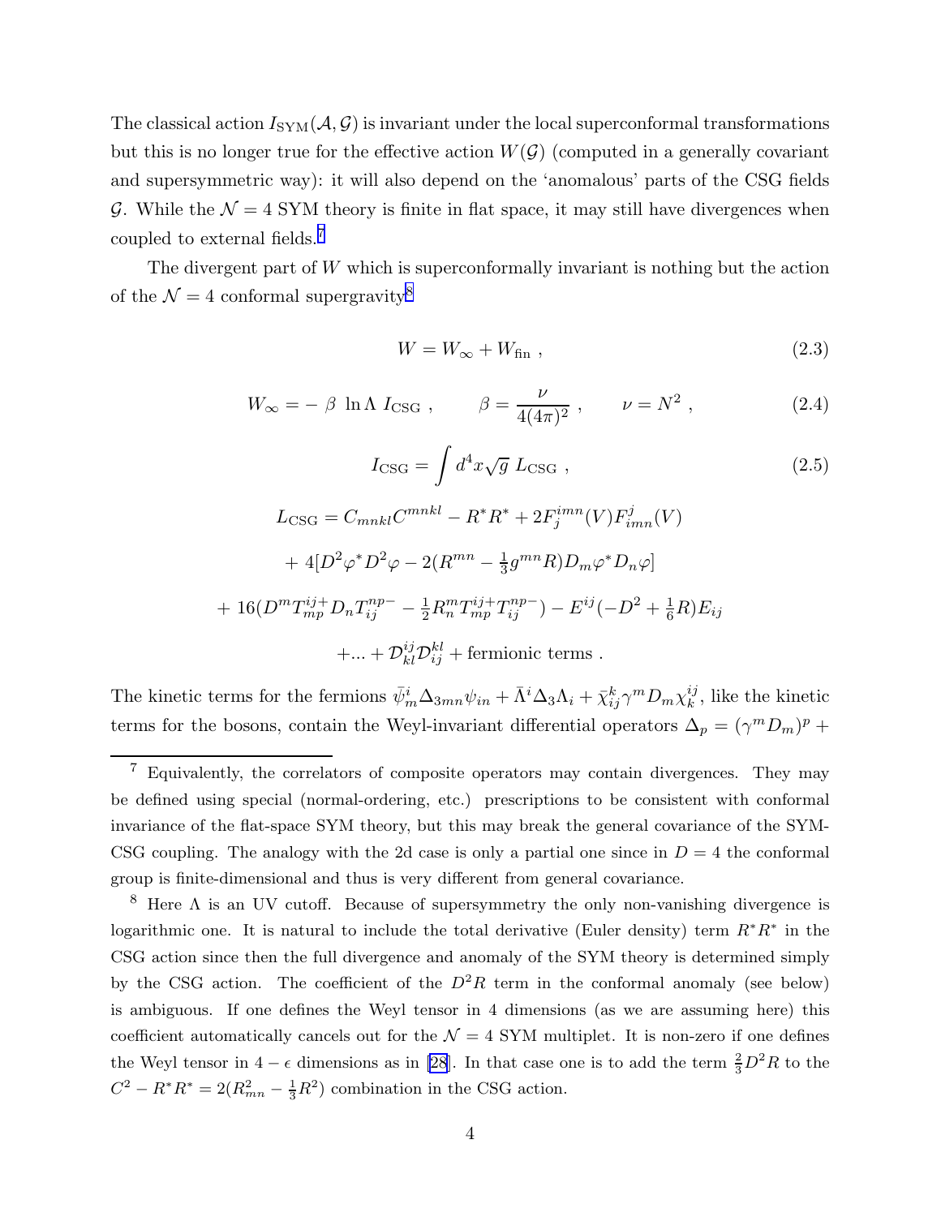The classical action $I_{\rm SYM}(\mathcal{A},\mathcal{G})$ is invariant under the local superconformal transformations but this is no longer true for the effective action $W(\mathcal{G})$ (computed in a generally covariant and supersymmetric way): it will also depend on the 'anomalous' parts of the CSG fields $\mathcal{G}$. While the $\mathcal{N}=4$ SYM theory is finite in flat space, it may still have divergences when coupled to external fields.[7]

The divergent part of $W$ which is superconformally invariant is nothing but the action of the $\mathcal{N}=4$ conformal supergravity[8]

$$W = W_\infty + W_{\rm fin} \ , \tag{2.3}$$

$$W_\infty = -\ \beta\ \ln\Lambda\ I_{\rm CSG} \ , \qquad \beta = \frac{\nu}{4(4\pi)^2} \ , \qquad \nu = N^2 \ , \tag{2.4}$$

$$I_{\rm CSG} = \int d^4x \sqrt{g}\ L_{\rm CSG} \ , \tag{2.5}$$

$$L_{\rm CSG} = C_{mnkl}C^{mnkl} - R^*R^* + 2F^{imn}_j(V)F^j_{imn}(V)$$

$$+\ 4[D^2\varphi^* D^2\varphi - 2(R^{mn} - \tfrac{1}{3}g^{mn}R)D_m\varphi^* D_n\varphi]$$

$$+\ 16(D^m T^{ij+}_{mp} D_n T^{np-}_{ij} - \tfrac{1}{2}R^m_n T^{ij+}_{mp}T^{np-}_{ij}) - E^{ij}(-D^2 + \tfrac{1}{6}R)E_{ij}$$

$$+ ... + \mathcal{D}^{ij}_{kl}\mathcal{D}^{kl}_{ij} + \text{fermionic terms} \ .$$

The kinetic terms for the fermions $\bar\psi^i_m \Delta_{3mn}\psi_{in} + \bar\Lambda^i\Delta_3\Lambda_i + \bar\chi^k_{ij}\gamma^m D_m \chi^{ij}_k$, like the kinetic terms for the bosons, contain the Weyl-invariant differential operators $\Delta_p = (\gamma^m D_m)^p +$

[7] Equivalently, the correlators of composite operators may contain divergences. They may be defined using special (normal-ordering, etc.) prescriptions to be consistent with conformal invariance of the flat-space SYM theory, but this may break the general covariance of the SYM-CSG coupling. The analogy with the 2d case is only a partial one since in $D=4$ the conformal group is finite-dimensional and thus is very different from general covariance.

[8] Here $\Lambda$ is an UV cutoff. Because of supersymmetry the only non-vanishing divergence is logarithmic one. It is natural to include the total derivative (Euler density) term $R^*R^*$ in the CSG action since then the full divergence and anomaly of the SYM theory is determined simply by the CSG action. The coefficient of the $D^2R$ term in the conformal anomaly (see below) is ambiguous. If one defines the Weyl tensor in 4 dimensions (as we are assuming here) this coefficient automatically cancels out for the $\mathcal{N}=4$ SYM multiplet. It is non-zero if one defines the Weyl tensor in $4-\epsilon$ dimensions as in [28]. In that case one is to add the term $\frac{2}{3}D^2R$ to the $C^2 - R^*R^* = 2(R^2_{mn} - \frac{1}{3}R^2)$ combination in the CSG action.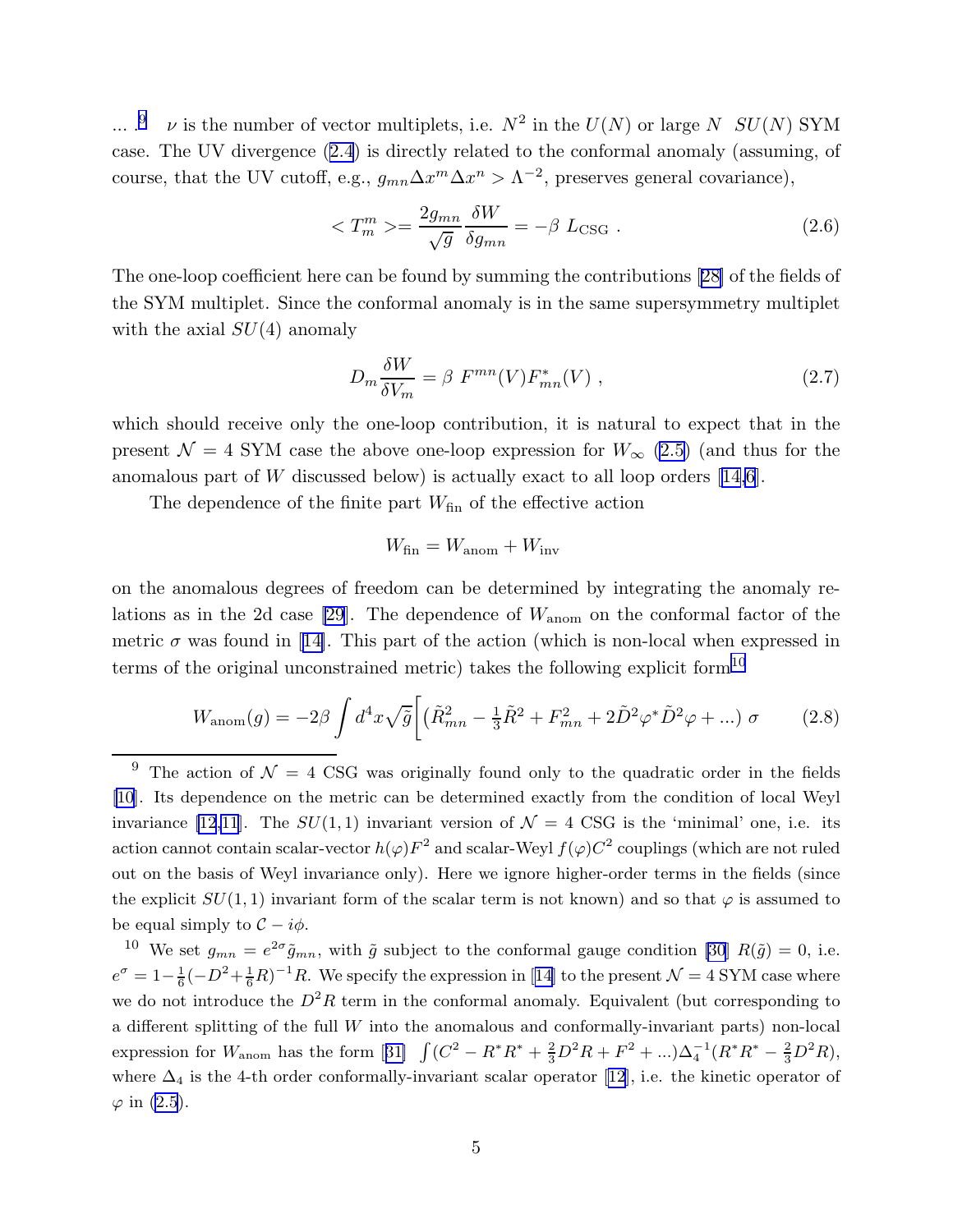... .[9] $\nu$ is the number of vector multiplets, i.e. $N^2$ in the $U(N)$ or large $N$ $SU(N)$ SYM case. The UV divergence (2.4) is directly related to the conformal anomaly (assuming, of course, that the UV cutoff, e.g., $g_{mn}\Delta x^m \Delta x^n > \Lambda^{-2}$, preserves general covariance),

$$< T^m_m > = \frac{2g_{mn}}{\sqrt{g}} \frac{\delta W}{\delta g_{mn}} = -\beta \ L_{\rm CSG} \ . \tag{2.6}$$

The one-loop coefficient here can be found by summing the contributions [28] of the fields of the SYM multiplet. Since the conformal anomaly is in the same supersymmetry multiplet with the axial $SU(4)$ anomaly

$$D_m \frac{\delta W}{\delta V_m} = \beta \ F^{mn}(V) F^*_{mn}(V) \ , \tag{2.7}$$

which should receive only the one-loop contribution, it is natural to expect that in the present $\mathcal{N}=4$ SYM case the above one-loop expression for $W_\infty$ (2.5) (and thus for the anomalous part of $W$ discussed below) is actually exact to all loop orders [14,6].

The dependence of the finite part $W_{\rm fin}$ of the effective action

$$W_{\rm fin} = W_{\rm anom} + W_{\rm inv}$$

on the anomalous degrees of freedom can be determined by integrating the anomaly relations as in the 2d case [29]. The dependence of $W_{\rm anom}$ on the conformal factor of the metric $\sigma$ was found in [14]. This part of the action (which is non-local when expressed in terms of the original unconstrained metric) takes the following explicit form[10]

$$W_{\rm anom}(g) = -2\beta \int d^4x \sqrt{\tilde{g}} \Big[ \big( \tilde{R}^2_{mn} - \tfrac{1}{3}\tilde{R}^2 + F^2_{mn} + 2\tilde{D}^2\varphi^* \tilde{D}^2 \varphi + ... \big) \ \sigma \tag{2.8}$$

---

[9] The action of $\mathcal{N}=4$ CSG was originally found only to the quadratic order in the fields [10]. Its dependence on the metric can be determined exactly from the condition of local Weyl invariance [12,11]. The $SU(1,1)$ invariant version of $\mathcal{N}=4$ CSG is the 'minimal' one, i.e. its action cannot contain scalar-vector $h(\varphi)F^2$ and scalar-Weyl $f(\varphi)C^2$ couplings (which are not ruled out on the basis of Weyl invariance only). Here we ignore higher-order terms in the fields (since the explicit $SU(1,1)$ invariant form of the scalar term is not known) and so that $\varphi$ is assumed to be equal simply to $\mathcal{C} - i\phi$.

[10] We set $g_{mn} = e^{2\sigma}\tilde{g}_{mn}$, with $\tilde{g}$ subject to the conformal gauge condition [30] $R(\tilde{g}) = 0$, i.e. $e^\sigma = 1 - \frac{1}{6}(-D^2 + \frac{1}{6}R)^{-1}R$. We specify the expression in [14] to the present $\mathcal{N}=4$ SYM case where we do not introduce the $D^2R$ term in the conformal anomaly. Equivalent (but corresponding to a different splitting of the full $W$ into the anomalous and conformally-invariant parts) non-local expression for $W_{\rm anom}$ has the form [31] $\int (C^2 - R^*R^* + \frac{2}{3}D^2R + F^2 + ...)\Delta_4^{-1}(R^*R^* - \frac{2}{3}D^2R)$, where $\Delta_4$ is the 4-th order conformally-invariant scalar operator [12], i.e. the kinetic operator of $\varphi$ in (2.5).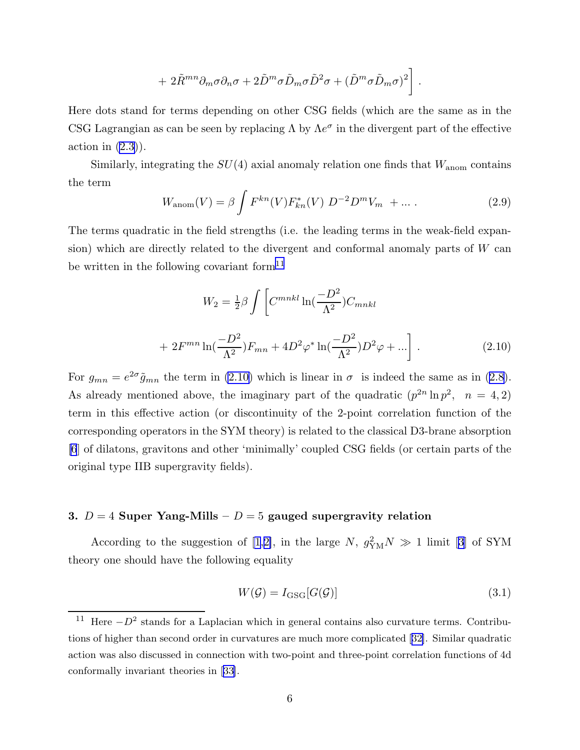$$
+ 2\tilde{R}^{mn}\partial_m\sigma\partial_n\sigma + 2\tilde{D}^m\sigma\tilde{D}_m\sigma\tilde{D}^2\sigma + (\tilde{D}^m\sigma\tilde{D}_m\sigma)^2\Big] \ .
$$

Here dots stand for terms depending on other CSG fields (which are the same as in the CSG Lagrangian as can be seen by replacing $\Lambda$ by $\Lambda e^{\sigma}$ in the divergent part of the effective action in (2.3)).

Similarly, integrating the $SU(4)$ axial anomaly relation one finds that $W_{\rm anom}$ contains the term

$$
W_{\rm anom}(V) = \beta \int F^{kn}(V)F^*_{kn}(V)\ D^{-2}D^mV_m \ + ... \ . \tag{2.9}
$$

The terms quadratic in the field strengths (i.e. the leading terms in the weak-field expansion) which are directly related to the divergent and conformal anomaly parts of $W$ can be written in the following covariant form[11]

$$
W_2 = \tfrac{1}{2}\beta \int \Big[ C^{mnkl} \ln(\frac{-D^2}{\Lambda^2}) C_{mnkl}
$$

$$
+ 2F^{mn}\ln(\frac{-D^2}{\Lambda^2})F_{mn} + 4D^2\varphi^* \ln(\frac{-D^2}{\Lambda^2})D^2\varphi + ...\Big] \ . \tag{2.10}
$$

For $g_{mn} = e^{2\sigma}\tilde{g}_{mn}$ the term in (2.10) which is linear in $\sigma$ is indeed the same as in (2.8). As already mentioned above, the imaginary part of the quadratic ($p^{2n}\ln p^2, \ \ n = 4, 2$) term in this effective action (or discontinuity of the 2-point correlation function of the corresponding operators in the SYM theory) is related to the classical D3-brane absorption [6] of dilatons, gravitons and other 'minimally' coupled CSG fields (or certain parts of the original type IIB supergravity fields).

## 3. $D = 4$ Super Yang-Mills – $D = 5$ gauged supergravity relation

According to the suggestion of [1,2], in the large $N$, $g^2_{\rm YM}N \gg 1$ limit [3] of SYM theory one should have the following equality

$$
W(\mathcal{G}) = I_{\rm GSG}[G(\mathcal{G})] \tag{3.1}
$$

[11] Here $-D^2$ stands for a Laplacian which in general contains also curvature terms. Contributions of higher than second order in curvatures are much more complicated [32]. Similar quadratic action was also discussed in connection with two-point and three-point correlation functions of 4d conformally invariant theories in [33].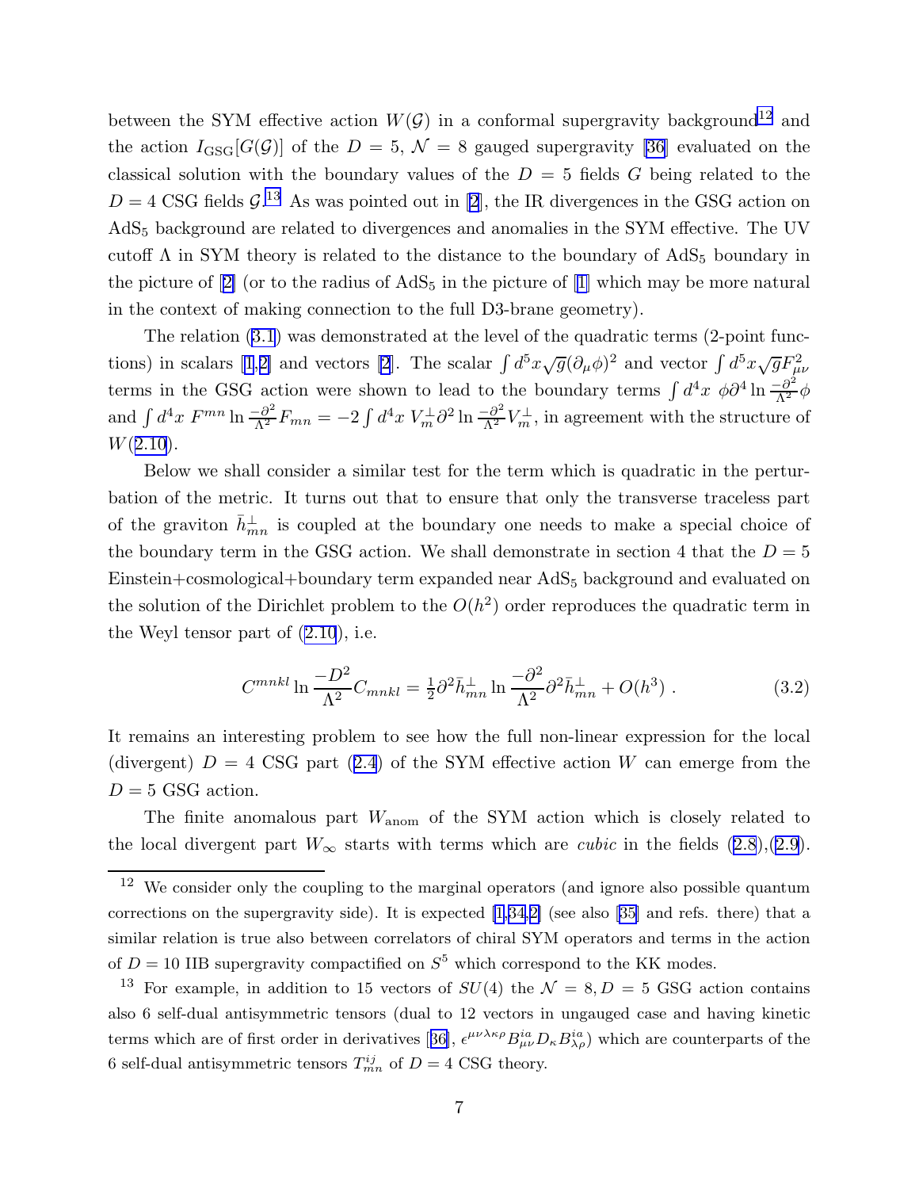between the SYM effective action $W(\mathcal{G})$ in a conformal supergravity background[12] and the action $I_{\rm GSG}[G(\mathcal{G})]$ of the $D=5$, $\mathcal{N}=8$ gauged supergravity [36] evaluated on the classical solution with the boundary values of the $D=5$ fields $G$ being related to the $D=4$ CSG fields $\mathcal{G}$.[13] As was pointed out in [2], the IR divergences in the GSG action on AdS$_5$ background are related to divergences and anomalies in the SYM effective. The UV cutoff $\Lambda$ in SYM theory is related to the distance to the boundary of AdS$_5$ boundary in the picture of [2] (or to the radius of AdS$_5$ in the picture of [1] which may be more natural in the context of making connection to the full D3-brane geometry).

The relation (3.1) was demonstrated at the level of the quadratic terms (2-point functions) in scalars [1,2] and vectors [2]. The scalar $\int d^5x \sqrt{g}(\partial_\mu \phi)^2$ and vector $\int d^5x \sqrt{g} F^2_{\mu\nu}$ terms in the GSG action were shown to lead to the boundary terms $\int d^4x\ \phi \partial^4 \ln \frac{-\partial^2}{\Lambda^2}\phi$ and $\int d^4x\ F^{mn} \ln \frac{-\partial^2}{\Lambda^2} F_{mn} = -2\int d^4x\ V^\perp_m \partial^2 \ln \frac{-\partial^2}{\Lambda^2} V^\perp_m$, in agreement with the structure of $W$(2.10).

Below we shall consider a similar test for the term which is quadratic in the perturbation of the metric. It turns out that to ensure that only the transverse traceless part of the graviton $\bar h^\perp_{mn}$ is coupled at the boundary one needs to make a special choice of the boundary term in the GSG action. We shall demonstrate in section 4 that the $D=5$ Einstein+cosmological+boundary term expanded near AdS$_5$ background and evaluated on the solution of the Dirichlet problem to the $O(h^2)$ order reproduces the quadratic term in the Weyl tensor part of (2.10), i.e.

$$C^{mnkl} \ln \frac{-D^2}{\Lambda^2} C_{mnkl} = \tfrac{1}{2}\partial^2 \bar h^\perp_{mn} \ln \frac{-\partial^2}{\Lambda^2} \partial^2 \bar h^\perp_{mn} + O(h^3)\ . \tag{3.2}$$

It remains an interesting problem to see how the full non-linear expression for the local (divergent) $D=4$ CSG part (2.4) of the SYM effective action $W$ can emerge from the $D=5$ GSG action.

The finite anomalous part $W_{\rm anom}$ of the SYM action which is closely related to the local divergent part $W_\infty$ starts with terms which are *cubic* in the fields (2.8),(2.9).

---

[12] We consider only the coupling to the marginal operators (and ignore also possible quantum corrections on the supergravity side). It is expected [1,34,2] (see also [35] and refs. there) that a similar relation is true also between correlators of chiral SYM operators and terms in the action of $D=10$ IIB supergravity compactified on $S^5$ which correspond to the KK modes.

[13] For example, in addition to 15 vectors of $SU(4)$ the $\mathcal{N}=8, D=5$ GSG action contains also 6 self-dual antisymmetric tensors (dual to 12 vectors in ungauged case and having kinetic terms which are of first order in derivatives [36], $\epsilon^{\mu\nu\lambda\kappa\rho} B^{ia}_{\mu\nu} D_\kappa B^{ia}_{\lambda\rho}$) which are counterparts of the 6 self-dual antisymmetric tensors $T^{ij}_{mn}$ of $D=4$ CSG theory.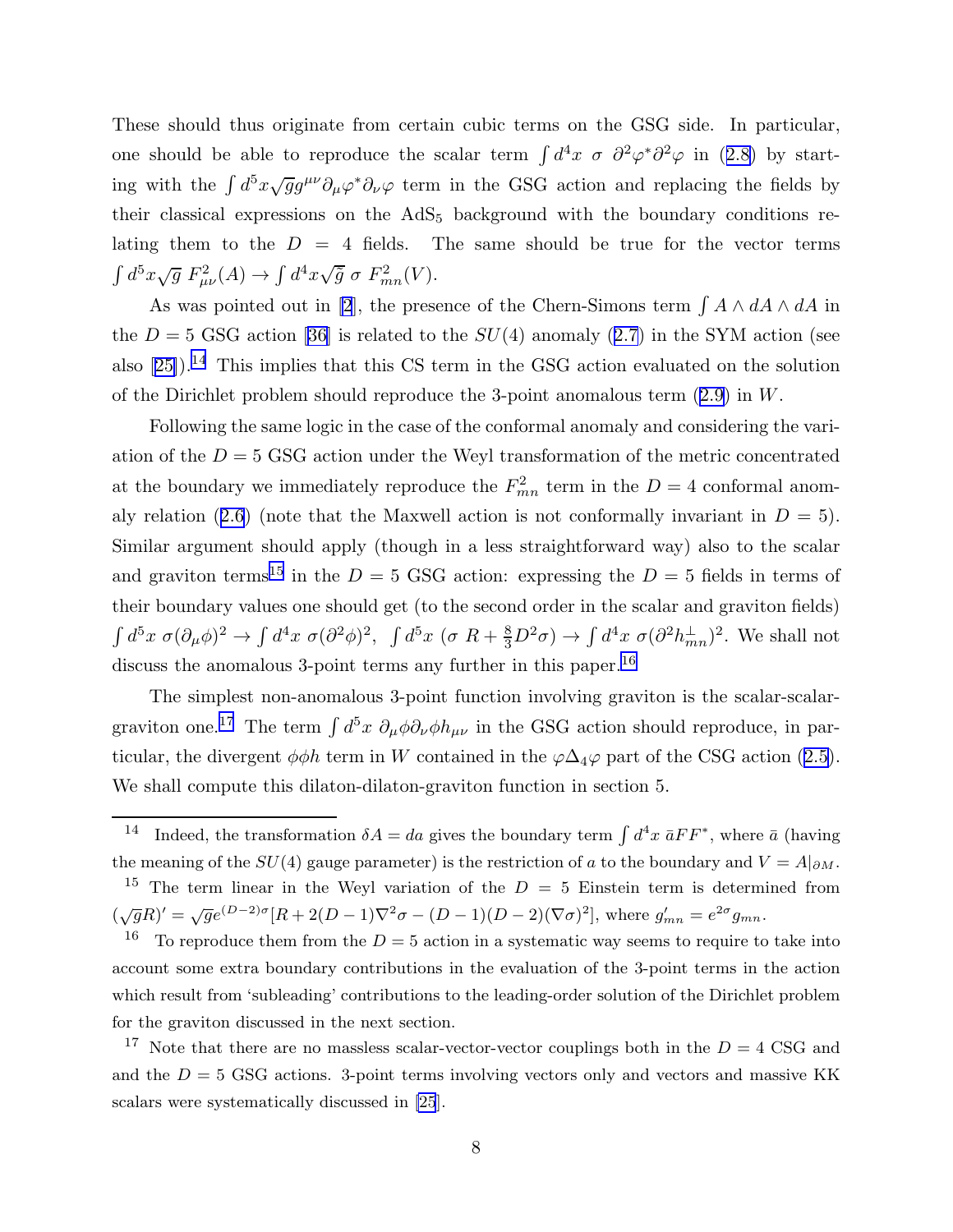These should thus originate from certain cubic terms on the GSG side. In particular, one should be able to reproduce the scalar term $\int d^4x \ \sigma \ \partial^2\varphi^*\partial^2\varphi$ in (2.8) by starting with the $\int d^5x\sqrt{g}g^{\mu\nu}\partial_\mu\varphi^*\partial_\nu\varphi$ term in the GSG action and replacing the fields by their classical expressions on the $AdS_5$ background with the boundary conditions relating them to the $D = 4$ fields. The same should be true for the vector terms $\int d^5x\sqrt{g}\ F^2_{\mu\nu}(A) \to \int d^4x\sqrt{\bar{g}}\ \sigma\ F^2_{mn}(V)$.

As was pointed out in [2], the presence of the Chern-Simons term $\int A \wedge dA \wedge dA$ in the $D = 5$ GSG action [36] is related to the $SU(4)$ anomaly (2.7) in the SYM action (see also [25]).[14] This implies that this CS term in the GSG action evaluated on the solution of the Dirichlet problem should reproduce the 3-point anomalous term (2.9) in $W$.

Following the same logic in the case of the conformal anomaly and considering the variation of the $D = 5$ GSG action under the Weyl transformation of the metric concentrated at the boundary we immediately reproduce the $F^2_{mn}$ term in the $D = 4$ conformal anomaly relation (2.6) (note that the Maxwell action is not conformally invariant in $D = 5$). Similar argument should apply (though in a less straightforward way) also to the scalar and graviton terms[15] in the $D = 5$ GSG action: expressing the $D = 5$ fields in terms of their boundary values one should get (to the second order in the scalar and graviton fields) $\int d^5x\ \sigma(\partial_\mu\phi)^2 \to \int d^4x\ \sigma(\partial^2\phi)^2$, $\int d^5x\ (\sigma\ R + \frac{8}{3}D^2\sigma) \to \int d^4x\ \sigma(\partial^2 h^\perp_{mn})^2$. We shall not discuss the anomalous 3-point terms any further in this paper.[16]

The simplest non-anomalous 3-point function involving graviton is the scalar-scalar-graviton one.[17] The term $\int d^5x\ \partial_\mu\phi\partial_\nu\phi h_{\mu\nu}$ in the GSG action should reproduce, in particular, the divergent $\phi\phi h$ term in $W$ contained in the $\varphi\Delta_4\varphi$ part of the CSG action (2.5). We shall compute this dilaton-dilaton-graviton function in section 5.

---

[14] Indeed, the transformation $\delta A = da$ gives the boundary term $\int d^4x\ \bar{a}FF^*$, where $\bar{a}$ (having the meaning of the $SU(4)$ gauge parameter) is the restriction of $a$ to the boundary and $V = A|_{\partial M}$.

[15] The term linear in the Weyl variation of the $D = 5$ Einstein term is determined from $(\sqrt{g}R)' = \sqrt{g}e^{(D-2)\sigma}[R + 2(D-1)\nabla^2\sigma - (D-1)(D-2)(\nabla\sigma)^2]$, where $g'_{mn} = e^{2\sigma}g_{mn}$.

[16] To reproduce them from the $D = 5$ action in a systematic way seems to require to take into account some extra boundary contributions in the evaluation of the 3-point terms in the action which result from 'subleading' contributions to the leading-order solution of the Dirichlet problem for the graviton discussed in the next section.

[17] Note that there are no massless scalar-vector-vector couplings both in the $D = 4$ CSG and and the $D = 5$ GSG actions. 3-point terms involving vectors only and vectors and massive KK scalars were systematically discussed in [25].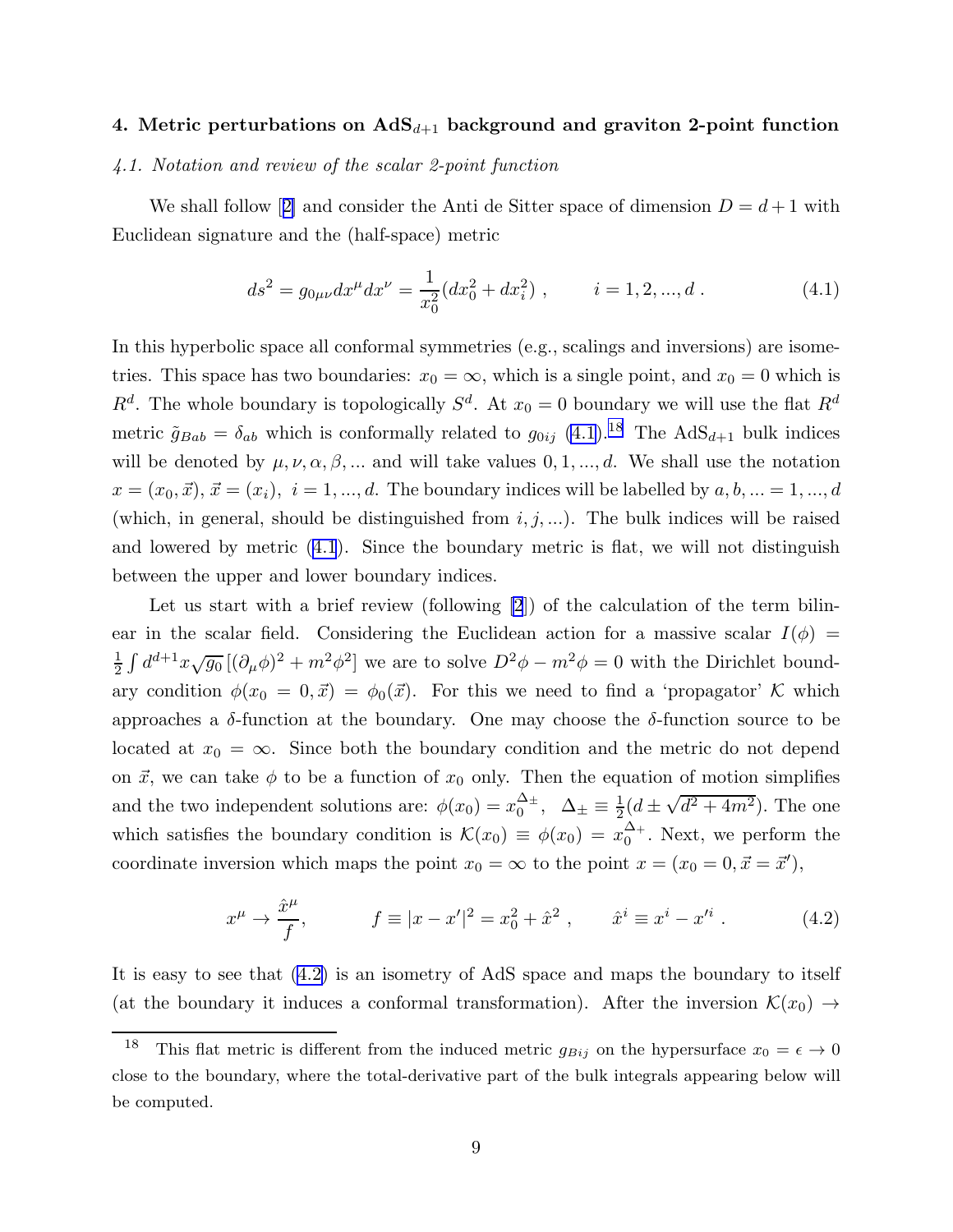## 4. Metric perturbations on AdS$_{d+1}$ background and graviton 2-point function

### *4.1. Notation and review of the scalar 2-point function*

We shall follow [2] and consider the Anti de Sitter space of dimension $D = d+1$ with Euclidean signature and the (half-space) metric

$$ds^2 = g_{0\mu\nu}dx^\mu dx^\nu = \frac{1}{x_0^2}(dx_0^2 + dx_i^2) \ , \qquad i = 1, 2, ..., d \ . \tag{4.1}$$

In this hyperbolic space all conformal symmetries (e.g., scalings and inversions) are isometries. This space has two boundaries: $x_0 = \infty$, which is a single point, and $x_0 = 0$ which is $R^d$. The whole boundary is topologically $S^d$. At $x_0 = 0$ boundary we will use the flat $R^d$ metric $\tilde{g}_{Bab} = \delta_{ab}$ which is conformally related to $g_{0ij}$ (4.1).[18] The AdS$_{d+1}$ bulk indices will be denoted by $\mu, \nu, \alpha, \beta, ...$ and will take values $0, 1, ..., d$. We shall use the notation $x = (x_0, \vec{x})$, $\vec{x} = (x_i)$, $i = 1, ..., d$. The boundary indices will be labelled by $a, b, ... = 1, ..., d$ (which, in general, should be distinguished from $i, j, ...$). The bulk indices will be raised and lowered by metric (4.1). Since the boundary metric is flat, we will not distinguish between the upper and lower boundary indices.

Let us start with a brief review (following [2]) of the calculation of the term bilinear in the scalar field. Considering the Euclidean action for a massive scalar $I(\phi) = \frac{1}{2}\int d^{d+1}x\sqrt{g_0}\,[(\partial_\mu\phi)^2 + m^2\phi^2]$ we are to solve $D^2\phi - m^2\phi = 0$ with the Dirichlet boundary condition $\phi(x_0 = 0, \vec{x}) = \phi_0(\vec{x})$. For this we need to find a 'propagator' $\mathcal{K}$ which approaches a $\delta$-function at the boundary. One may choose the $\delta$-function source to be located at $x_0 = \infty$. Since both the boundary condition and the metric do not depend on $\vec{x}$, we can take $\phi$ to be a function of $x_0$ only. Then the equation of motion simplifies and the two independent solutions are: $\phi(x_0) = x_0^{\Delta_\pm}$, $\Delta_\pm \equiv \frac{1}{2}(d \pm \sqrt{d^2 + 4m^2})$. The one which satisfies the boundary condition is $\mathcal{K}(x_0) \equiv \phi(x_0) = x_0^{\Delta_+}$. Next, we perform the coordinate inversion which maps the point $x_0 = \infty$ to the point $x = (x_0 = 0, \vec{x} = \vec{x}')$,

$$x^\mu \to \frac{\hat{x}^\mu}{f}, \qquad f \equiv |x - x'|^2 = x_0^2 + \hat{x}^2 \ , \qquad \hat{x}^i \equiv x^i - x'^i \ . \tag{4.2}$$

It is easy to see that (4.2) is an isometry of AdS space and maps the boundary to itself (at the boundary it induces a conformal transformation). After the inversion $\mathcal{K}(x_0) \to$

[18] This flat metric is different from the induced metric $g_{Bij}$ on the hypersurface $x_0 = \epsilon \to 0$ close to the boundary, where the total-derivative part of the bulk integrals appearing below will be computed.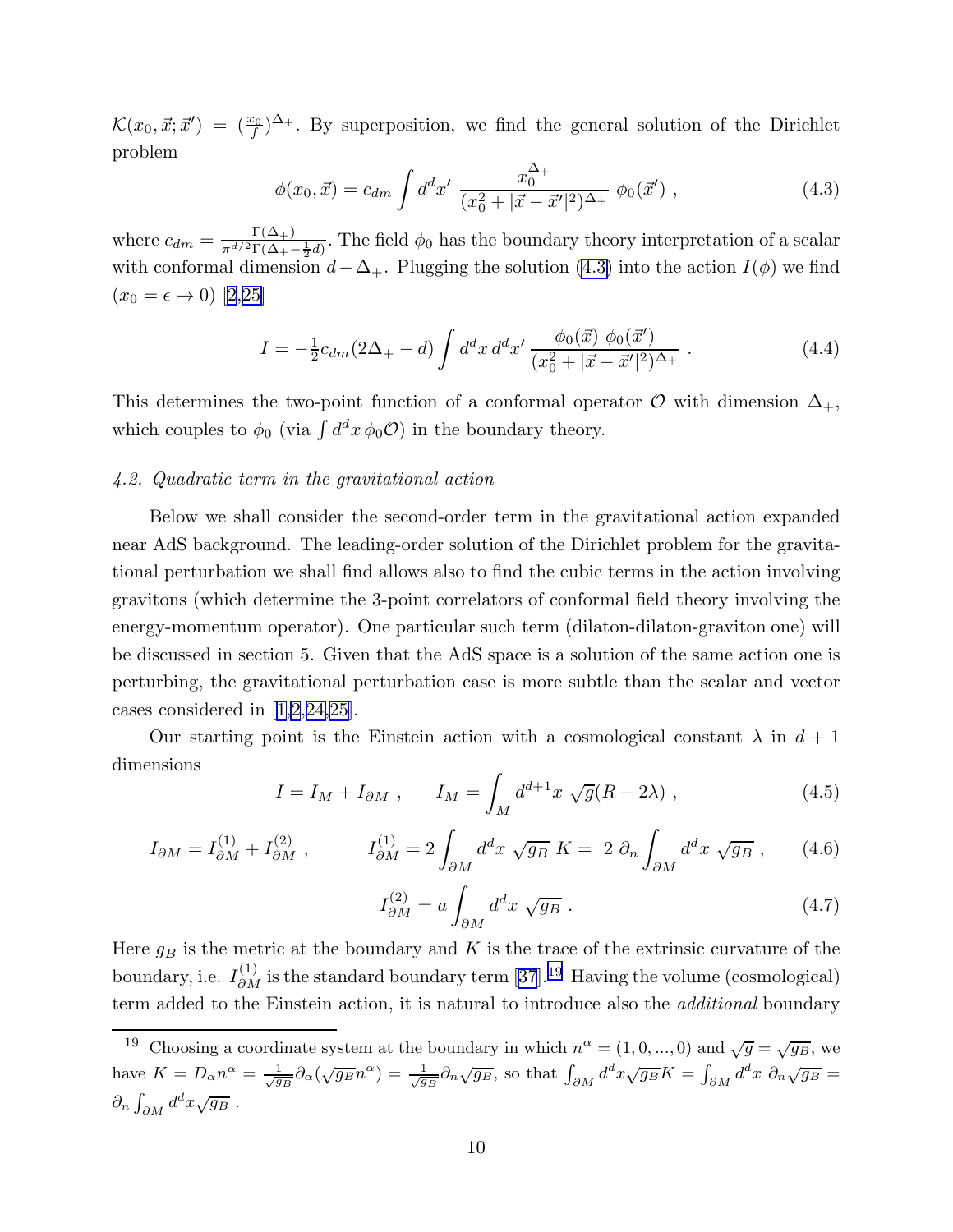$\mathcal{K}(x_0, \vec{x}; \vec{x}') = (\frac{x_0}{f})^{\Delta_+}$. By superposition, we find the general solution of the Dirichlet problem

$$\phi(x_0, \vec{x}) = c_{dm} \int d^d x' \ \frac{x_0^{\Delta_+}}{(x_0^2 + |\vec{x} - \vec{x}'|^2)^{\Delta_+}} \ \phi_0(\vec{x}') \ , \tag{4.3}$$

where $c_{dm} = \frac{\Gamma(\Delta_+)}{\pi^{d/2}\Gamma(\Delta_+ - \frac{1}{2}d)}$. The field $\phi_0$ has the boundary theory interpretation of a scalar with conformal dimension $d - \Delta_+$. Plugging the solution (4.3) into the action $I(\phi)$ we find ($x_0 = \epsilon \to 0$) [2,25]

$$I = -\tfrac{1}{2} c_{dm} (2\Delta_+ - d) \int d^d x \, d^d x' \, \frac{\phi_0(\vec{x}) \ \phi_0(\vec{x}')}{(x_0^2 + |\vec{x} - \vec{x}'|^2)^{\Delta_+}} \ . \tag{4.4}$$

This determines the two-point function of a conformal operator $\mathcal{O}$ with dimension $\Delta_+$, which couples to $\phi_0$ (via $\int d^d x \, \phi_0 \mathcal{O}$) in the boundary theory.

### *4.2. Quadratic term in the gravitational action*

Below we shall consider the second-order term in the gravitational action expanded near AdS background. The leading-order solution of the Dirichlet problem for the gravitational perturbation we shall find allows also to find the cubic terms in the action involving gravitons (which determine the 3-point correlators of conformal field theory involving the energy-momentum operator). One particular such term (dilaton-dilaton-graviton one) will be discussed in section 5. Given that the AdS space is a solution of the same action one is perturbing, the gravitational perturbation case is more subtle than the scalar and vector cases considered in [1,2,24,25].

Our starting point is the Einstein action with a cosmological constant $\lambda$ in $d+1$ dimensions

$$I = I_M + I_{\partial M} \ , \qquad I_M = \int_M d^{d+1}x \ \sqrt{g}(R - 2\lambda) \ , \tag{4.5}$$

$$I_{\partial M} = I^{(1)}_{\partial M} + I^{(2)}_{\partial M} \ , \qquad I^{(1)}_{\partial M} = 2 \int_{\partial M} d^d x \ \sqrt{g_B} \ K = \ 2 \ \partial_n \int_{\partial M} d^d x \ \sqrt{g_B} \ , \tag{4.6}$$

$$I^{(2)}_{\partial M} = a \int_{\partial M} d^d x \ \sqrt{g_B} \ . \tag{4.7}$$

Here $g_B$ is the metric at the boundary and $K$ is the trace of the extrinsic curvature of the boundary, i.e. $I^{(1)}_{\partial M}$ is the standard boundary term [37].[19] Having the volume (cosmological) term added to the Einstein action, it is natural to introduce also the *additional* boundary

---

[19] Choosing a coordinate system at the boundary in which $n^\alpha = (1, 0, ..., 0)$ and $\sqrt{g} = \sqrt{g_B}$, we have $K = D_\alpha n^\alpha = \frac{1}{\sqrt{g_B}} \partial_\alpha(\sqrt{g_B} n^\alpha) = \frac{1}{\sqrt{g_B}} \partial_n \sqrt{g_B}$, so that $\int_{\partial M} d^d x \sqrt{g_B} K = \int_{\partial M} d^d x \ \partial_n \sqrt{g_B} = \partial_n \int_{\partial M} d^d x \sqrt{g_B}$ .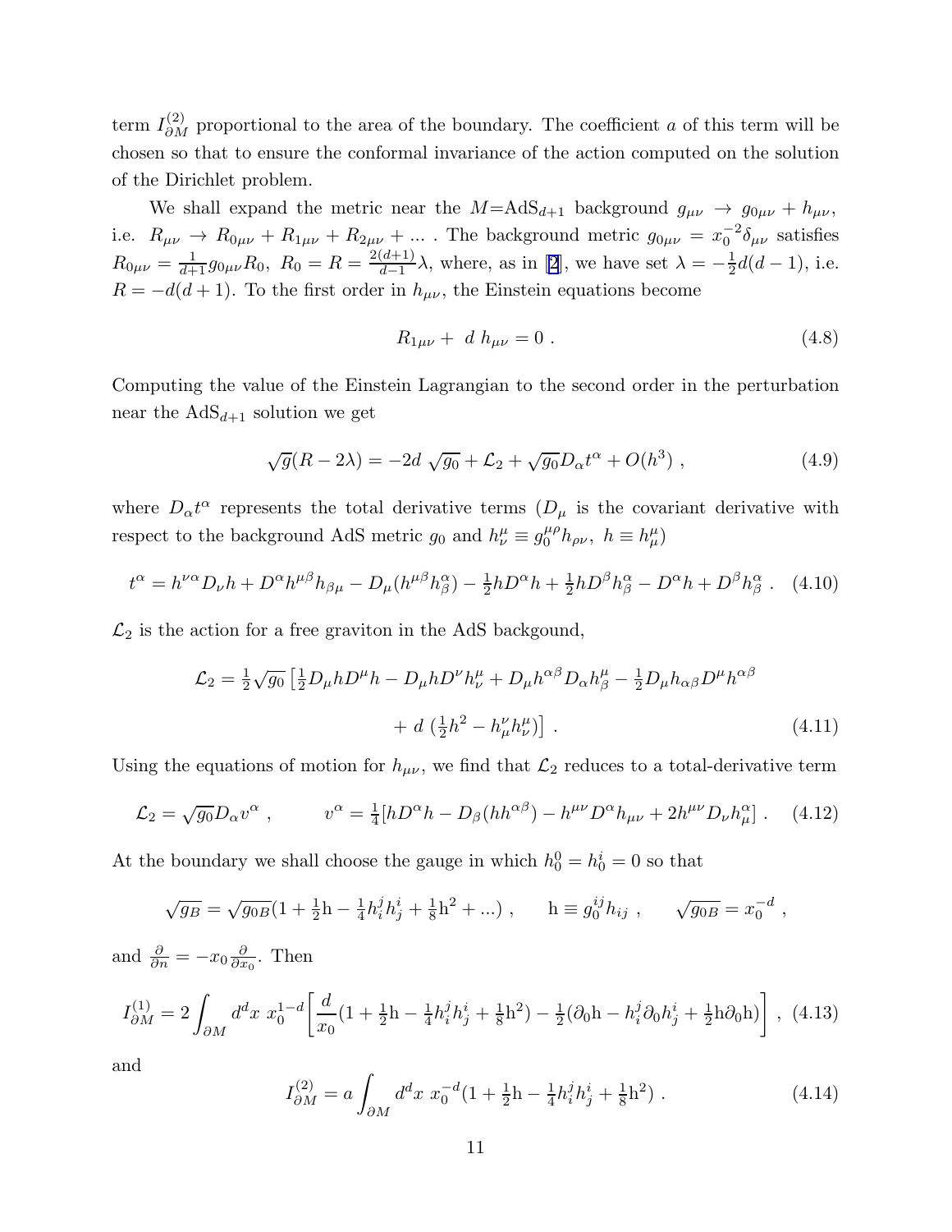term $I^{(2)}_{\partial M}$ proportional to the area of the boundary. The coefficient $a$ of this term will be chosen so that to ensure the conformal invariance of the action computed on the solution of the Dirichlet problem.

We shall expand the metric near the $M$=AdS$_{d+1}$ background $g_{\mu\nu} \to g_{0\mu\nu} + h_{\mu\nu}$, i.e. $R_{\mu\nu} \to R_{0\mu\nu} + R_{1\mu\nu} + R_{2\mu\nu} + ...$ . The background metric $g_{0\mu\nu} = x_0^{-2}\delta_{\mu\nu}$ satisfies $R_{0\mu\nu} = \frac{1}{d+1} g_{0\mu\nu} R_0$, $R_0 = R = \frac{2(d+1)}{d-1}\lambda$, where, as in [2], we have set $\lambda = -\frac{1}{2}d(d-1)$, i.e. $R = -d(d+1)$. To the first order in $h_{\mu\nu}$, the Einstein equations become

$$
R_{1\mu\nu} + \ d \ h_{\mu\nu} = 0 \ . \tag{4.8}
$$

Computing the value of the Einstein Lagrangian to the second order in the perturbation near the AdS$_{d+1}$ solution we get

$$
\sqrt{g}(R - 2\lambda) = -2d \ \sqrt{g_0} + \mathcal{L}_2 + \sqrt{g_0} D_\alpha t^\alpha + O(h^3) \ , \tag{4.9}
$$

where $D_\alpha t^\alpha$ represents the total derivative terms ($D_\mu$ is the covariant derivative with respect to the background AdS metric $g_0$ and $h^\mu_\nu \equiv g_0^{\mu\rho} h_{\rho\nu}, \ h \equiv h^\mu_\mu$)

$$
t^\alpha = h^{\nu\alpha} D_\nu h + D^\alpha h^{\mu\beta} h_{\beta\mu} - D_\mu (h^{\mu\beta} h^\alpha_\beta) - \tfrac{1}{2} h D^\alpha h + \tfrac{1}{2} h D^\beta h^\alpha_\beta - D^\alpha h + D^\beta h^\alpha_\beta \ . \tag{4.10}
$$

$\mathcal{L}_2$ is the action for a free graviton in the AdS backgound,

$$
\mathcal{L}_2 = \tfrac{1}{2}\sqrt{g_0}\left[\tfrac{1}{2} D_\mu h D^\mu h - D_\mu h D^\nu h^\mu_\nu + D_\mu h^{\alpha\beta} D_\alpha h^\mu_\beta - \tfrac{1}{2} D_\mu h_{\alpha\beta} D^\mu h^{\alpha\beta} \right.
$$
$$
\left. + \ d \ (\tfrac{1}{2} h^2 - h^\nu_\mu h^\mu_\nu)\right] \ . \tag{4.11}
$$

Using the equations of motion for $h_{\mu\nu}$, we find that $\mathcal{L}_2$ reduces to a total-derivative term

$$
\mathcal{L}_2 = \sqrt{g_0} D_\alpha v^\alpha \ , \qquad v^\alpha = \tfrac{1}{4}[h D^\alpha h - D_\beta (h h^{\alpha\beta}) - h^{\mu\nu} D^\alpha h_{\mu\nu} + 2 h^{\mu\nu} D_\nu h^\alpha_\mu] \ . \tag{4.12}
$$

At the boundary we shall choose the gauge in which $h^0_0 = h^i_0 = 0$ so that

$$
\sqrt{g_B} = \sqrt{g_{0B}}(1 + \tfrac{1}{2}\mathrm{h} - \tfrac{1}{4} h^j_i h^i_j + \tfrac{1}{8}\mathrm{h}^2 + ...) \ , \qquad \mathrm{h} \equiv g_0^{ij} h_{ij} \ , \qquad \sqrt{g_{0B}} = x_0^{-d} \ ,
$$

and $\frac{\partial}{\partial n} = -x_0 \frac{\partial}{\partial x_0}$. Then

$$
I^{(1)}_{\partial M} = 2\int_{\partial M} d^d x \ x_0^{1-d}\left[\frac{d}{x_0}(1 + \tfrac{1}{2}\mathrm{h} - \tfrac{1}{4} h^j_i h^i_j + \tfrac{1}{8}\mathrm{h}^2) - \tfrac{1}{2}(\partial_0 \mathrm{h} - h^j_i \partial_0 h^i_j + \tfrac{1}{2}\mathrm{h}\partial_0 \mathrm{h})\right] \ , \tag{4.13}
$$

and

$$
I^{(2)}_{\partial M} = a \int_{\partial M} d^d x \ x_0^{-d}(1 + \tfrac{1}{2}\mathrm{h} - \tfrac{1}{4} h^j_i h^i_j + \tfrac{1}{8}\mathrm{h}^2) \ . \tag{4.14}
$$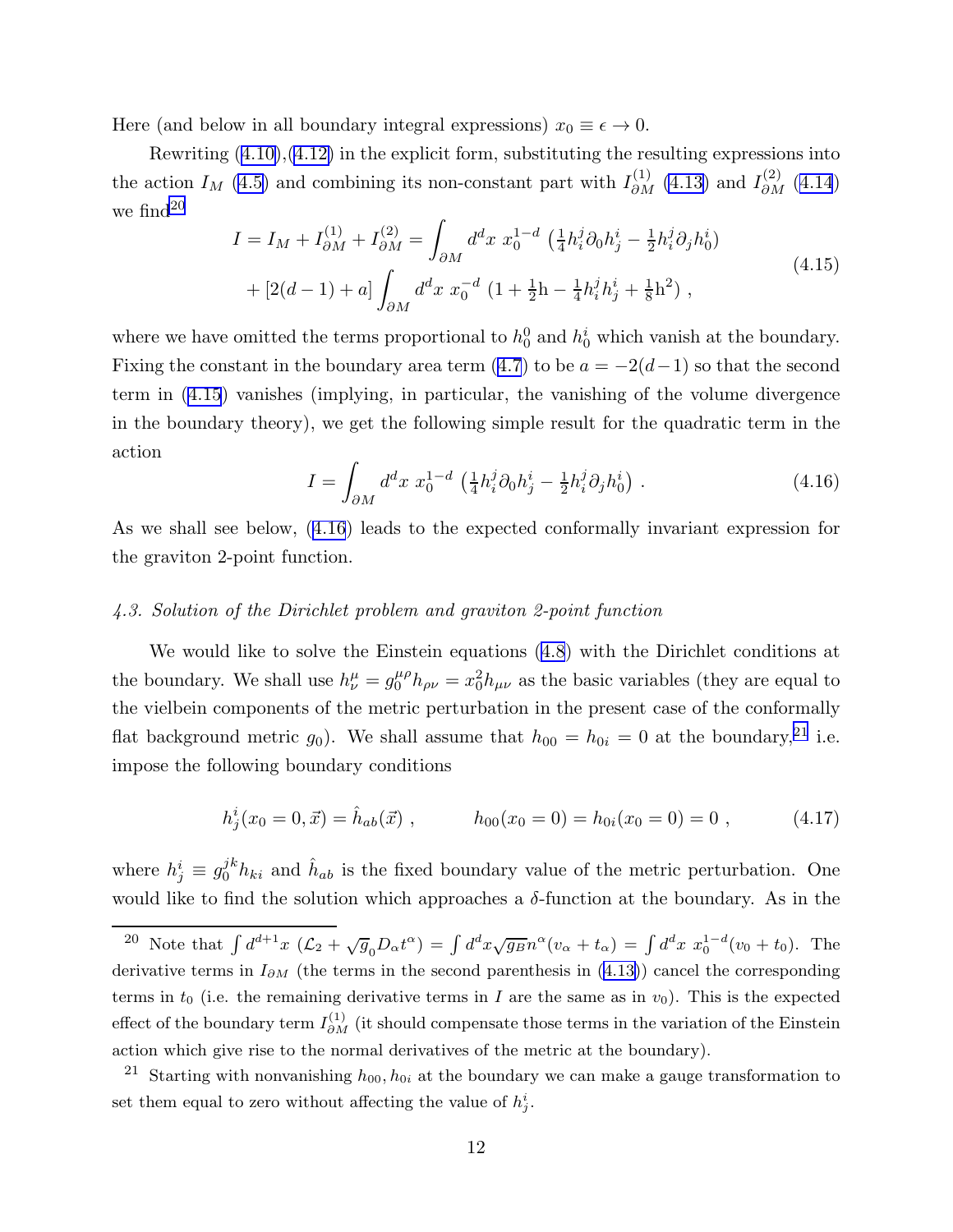Here (and below in all boundary integral expressions) $x_0 \equiv \epsilon \to 0$.

Rewriting (4.10),(4.12) in the explicit form, substituting the resulting expressions into the action $I_M$ (4.5) and combining its non-constant part with $I^{(1)}_{\partial M}$ (4.13) and $I^{(2)}_{\partial M}$ (4.14) we find[20]

$$
\begin{aligned}
I = I_M + I^{(1)}_{\partial M} + I^{(2)}_{\partial M} &= \int_{\partial M} d^d x \ x_0^{1-d} \ \left(\tfrac{1}{4} h^j_i \partial_0 h^i_j - \tfrac{1}{2} h^j_i \partial_j h^i_0\right) \\
&+ [2(d-1) + a] \int_{\partial M} d^d x \ x_0^{-d} \ \left(1 + \tfrac{1}{2}\mathrm{h} - \tfrac{1}{4} h^j_i h^i_j + \tfrac{1}{8}\mathrm{h}^2\right) ,
\end{aligned}
\tag{4.15}
$$

where we have omitted the terms proportional to $h^0_0$ and $h^i_0$ which vanish at the boundary. Fixing the constant in the boundary area term (4.7) to be $a = -2(d-1)$ so that the second term in (4.15) vanishes (implying, in particular, the vanishing of the volume divergence in the boundary theory), we get the following simple result for the quadratic term in the action

$$
I = \int_{\partial M} d^d x \ x_0^{1-d} \ \left(\tfrac{1}{4} h^j_i \partial_0 h^i_j - \tfrac{1}{2} h^j_i \partial_j h^i_0\right) . \tag{4.16}
$$

As we shall see below, (4.16) leads to the expected conformally invariant expression for the graviton 2-point function.

*4.3. Solution of the Dirichlet problem and graviton 2-point function*

We would like to solve the Einstein equations (4.8) with the Dirichlet conditions at the boundary. We shall use $h^\mu_\nu = g_0^{\mu\rho} h_{\rho\nu} = x_0^2 h_{\mu\nu}$ as the basic variables (they are equal to the vielbein components of the metric perturbation in the present case of the conformally flat background metric $g_0$). We shall assume that $h_{00} = h_{0i} = 0$ at the boundary,[21] i.e. impose the following boundary conditions

$$
h^i_j(x_0 = 0, \vec{x}) = \hat{h}_{ab}(\vec{x}) , \qquad h_{00}(x_0 = 0) = h_{0i}(x_0 = 0) = 0 , \tag{4.17}
$$

where $h^i_j \equiv g_0^{jk} h_{ki}$ and $\hat{h}_{ab}$ is the fixed boundary value of the metric perturbation. One would like to find the solution which approaches a $\delta$-function at the boundary. As in the

---

[20] Note that $\int d^{d+1}x \ (\mathcal{L}_2 + \sqrt{g}_0 D_\alpha t^\alpha) = \int d^d x \sqrt{g_B} n^\alpha (v_\alpha + t_\alpha) = \int d^d x \ x_0^{1-d}(v_0 + t_0)$. The derivative terms in $I_{\partial M}$ (the terms in the second parenthesis in (4.13)) cancel the corresponding terms in $t_0$ (i.e. the remaining derivative terms in $I$ are the same as in $v_0$). This is the expected effect of the boundary term $I^{(1)}_{\partial M}$ (it should compensate those terms in the variation of the Einstein action which give rise to the normal derivatives of the metric at the boundary).

[21] Starting with nonvanishing $h_{00}, h_{0i}$ at the boundary we can make a gauge transformation to set them equal to zero without affecting the value of $h^i_j$.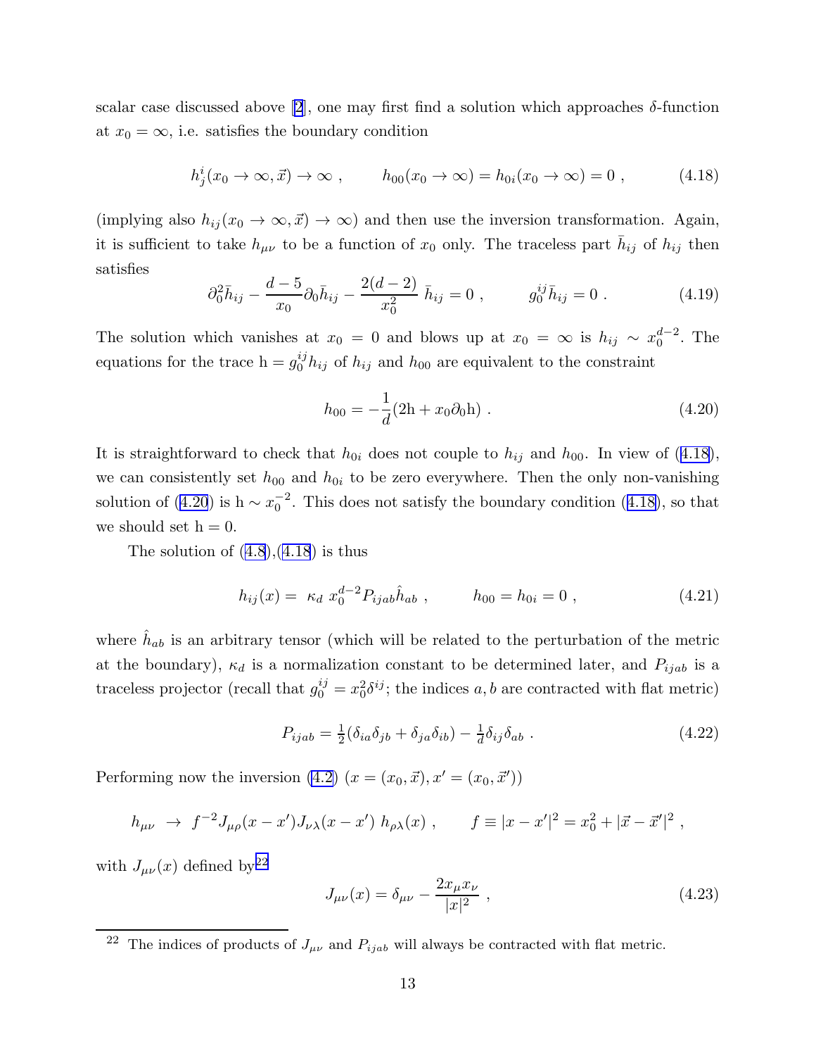scalar case discussed above [2], one may first find a solution which approaches $\delta$-function at $x_0 = \infty$, i.e. satisfies the boundary condition

$$h^i_j(x_0 \to \infty, \vec{x}) \to \infty \ , \qquad h_{00}(x_0 \to \infty) = h_{0i}(x_0 \to \infty) = 0 \ , \tag{4.18}$$

(implying also $h_{ij}(x_0 \to \infty, \vec{x}) \to \infty$) and then use the inversion transformation. Again, it is sufficient to take $h_{\mu\nu}$ to be a function of $x_0$ only. The traceless part $\bar{h}_{ij}$ of $h_{ij}$ then satisfies

$$\partial_0^2 \bar{h}_{ij} - \frac{d-5}{x_0} \partial_0 \bar{h}_{ij} - \frac{2(d-2)}{x_0^2} \ \bar{h}_{ij} = 0 \ , \qquad g_0^{ij} \bar{h}_{ij} = 0 \ . \tag{4.19}$$

The solution which vanishes at $x_0 = 0$ and blows up at $x_0 = \infty$ is $h_{ij} \sim x_0^{d-2}$. The equations for the trace $\mathrm{h} = g_0^{ij} h_{ij}$ of $h_{ij}$ and $h_{00}$ are equivalent to the constraint

$$h_{00} = -\frac{1}{d}(2\mathrm{h} + x_0 \partial_0 \mathrm{h}) \ . \tag{4.20}$$

It is straightforward to check that $h_{0i}$ does not couple to $h_{ij}$ and $h_{00}$. In view of (4.18), we can consistently set $h_{00}$ and $h_{0i}$ to be zero everywhere. Then the only non-vanishing solution of (4.20) is $\mathrm{h} \sim x_0^{-2}$. This does not satisfy the boundary condition (4.18), so that we should set $\mathrm{h} = 0$.

The solution of (4.8),(4.18) is thus

$$h_{ij}(x) = \ \kappa_d \ x_0^{d-2} P_{ijab} \hat{h}_{ab} \ , \qquad h_{00} = h_{0i} = 0 \ , \tag{4.21}$$

where $\hat{h}_{ab}$ is an arbitrary tensor (which will be related to the perturbation of the metric at the boundary), $\kappa_d$ is a normalization constant to be determined later, and $P_{ijab}$ is a traceless projector (recall that $g_0^{ij} = x_0^2 \delta^{ij}$; the indices $a, b$ are contracted with flat metric)

$$P_{ijab} = \tfrac{1}{2}(\delta_{ia}\delta_{jb} + \delta_{ja}\delta_{ib}) - \tfrac{1}{d}\delta_{ij}\delta_{ab} \ . \tag{4.22}$$

Performing now the inversion (4.2) $(x = (x_0, \vec{x}), x' = (x_0, \vec{x}'))$

$$h_{\mu\nu} \ \to \ f^{-2} J_{\mu\rho}(x - x') J_{\nu\lambda}(x - x') \ h_{\rho\lambda}(x) \ , \qquad f \equiv |x - x'|^2 = x_0^2 + |\vec{x} - \vec{x}'|^2 \ ,$$

with $J_{\mu\nu}(x)$ defined by[22]

$$J_{\mu\nu}(x) = \delta_{\mu\nu} - \frac{2x_\mu x_\nu}{|x|^2} \ , \tag{4.23}$$

[22] The indices of products of $J_{\mu\nu}$ and $P_{ijab}$ will always be contracted with flat metric.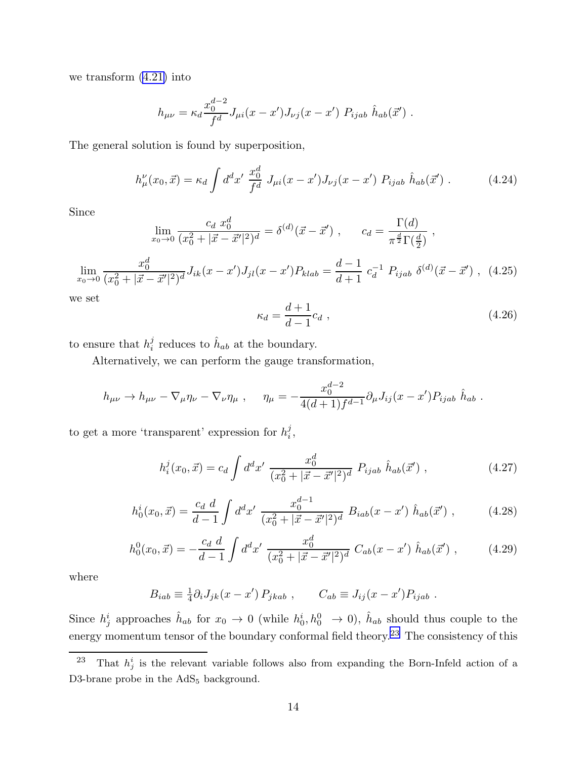we transform (4.21) into

$$h_{\mu\nu} = \kappa_d \frac{x_0^{d-2}}{f^d} J_{\mu i}(x-x') J_{\nu j}(x-x')\ P_{ijab}\ \hat{h}_{ab}(\vec{x}') \ .$$

The general solution is found by superposition,

$$h_\mu^\nu(x_0, \vec{x}) = \kappa_d \int d^d x'\ \frac{x_0^d}{f^d}\ J_{\mu i}(x-x') J_{\nu j}(x-x')\ P_{ijab}\ \hat{h}_{ab}(\vec{x}') \ . \tag{4.24}$$

Since

$$\lim_{x_0 \to 0} \frac{c_d\ x_0^d}{(x_0^2 + |\vec{x} - \vec{x}'|^2)^d} = \delta^{(d)}(\vec{x} - \vec{x}') \ , \qquad c_d = \frac{\Gamma(d)}{\pi^{\frac{d}{2}} \Gamma(\frac{d}{2})} \ ,$$

$$\lim_{x_0 \to 0} \frac{x_0^d}{(x_0^2 + |\vec{x} - \vec{x}'|^2)^d} J_{ik}(x-x') J_{jl}(x-x') P_{klab} = \frac{d-1}{d+1}\ c_d^{-1}\ P_{ijab}\ \delta^{(d)}(\vec{x} - \vec{x}') \ , \tag{4.25}$$

we set

$$\kappa_d = \frac{d+1}{d-1} c_d \ , \tag{4.26}$$

to ensure that $h_i^j$ reduces to $\hat{h}_{ab}$ at the boundary.

Alternatively, we can perform the gauge transformation,

$$h_{\mu\nu} \to h_{\mu\nu} - \nabla_\mu \eta_\nu - \nabla_\nu \eta_\mu \ , \qquad \eta_\mu = -\frac{x_0^{d-2}}{4(d+1) f^{d-1}} \partial_\mu J_{ij}(x-x') P_{ijab}\ \hat{h}_{ab} \ .$$

to get a more 'transparent' expression for $h_i^j$,

$$h_i^j(x_0, \vec{x}) = c_d \int d^d x'\ \frac{x_0^d}{(x_0^2 + |\vec{x} - \vec{x}'|^2)^d}\ P_{ijab}\ \hat{h}_{ab}(\vec{x}') \ , \tag{4.27}$$

$$h_0^i(x_0, \vec{x}) = \frac{c_d\ d}{d-1} \int d^d x'\ \frac{x_0^{d-1}}{(x_0^2 + |\vec{x} - \vec{x}'|^2)^d}\ B_{iab}(x-x')\ \hat{h}_{ab}(\vec{x}') \ , \tag{4.28}$$

$$h_0^0(x_0, \vec{x}) = -\frac{c_d\ d}{d-1} \int d^d x'\ \frac{x_0^d}{(x_0^2 + |\vec{x} - \vec{x}'|^2)^d}\ C_{ab}(x-x')\ \hat{h}_{ab}(\vec{x}') \ , \tag{4.29}$$

where

$$B_{iab} \equiv \tfrac{1}{4} \partial_i J_{jk}(x-x')\, P_{jkab} \ , \qquad C_{ab} \equiv J_{ij}(x-x') P_{ijab} \ .$$

Since $h_j^i$ approaches $\hat{h}_{ab}$ for $x_0 \to 0$ (while $h_0^i, h_0^0 \ \to 0$), $\hat{h}_{ab}$ should thus couple to the energy momentum tensor of the boundary conformal field theory.[23] The consistency of this

[23] That $h_j^i$ is the relevant variable follows also from expanding the Born-Infeld action of a D3-brane probe in the $AdS_5$ background.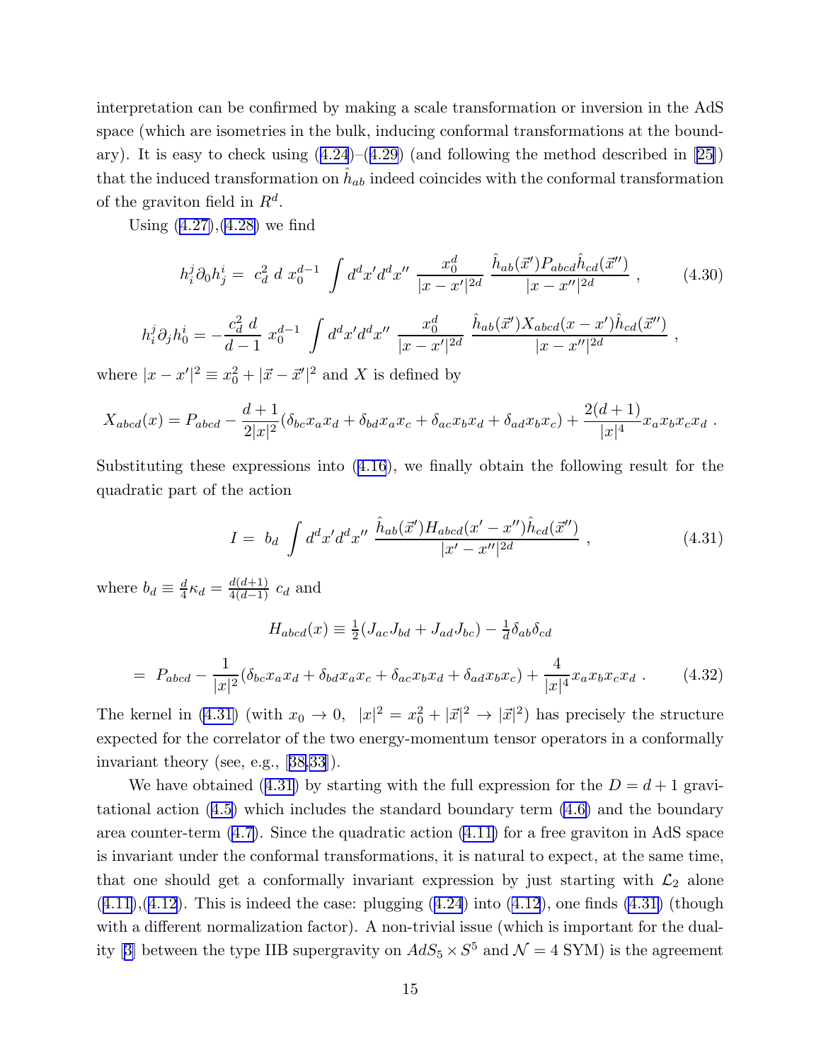interpretation can be confirmed by making a scale transformation or inversion in the AdS space (which are isometries in the bulk, inducing conformal transformations at the boundary). It is easy to check using (4.24)–(4.29) (and following the method described in [25]) that the induced transformation on $\hat{h}_{ab}$ indeed coincides with the conformal transformation of the graviton field in $R^d$.

Using (4.27),(4.28) we find

$$h_i^j \partial_0 h_j^i = \ c_d^2 \ d \ x_0^{d-1} \int d^dx' d^dx'' \ \frac{x_0^d}{|x-x'|^{2d}} \ \frac{\hat{h}_{ab}(\vec{x}') P_{abcd} \hat{h}_{cd}(\vec{x}'')}{|x-x''|^{2d}} \ , \tag{4.30}$$

$$h_i^j \partial_j h_0^i = -\frac{c_d^2 \ d}{d-1} \ x_0^{d-1} \int d^dx' d^dx'' \ \frac{x_0^d}{|x-x'|^{2d}} \ \frac{\hat{h}_{ab}(\vec{x}') X_{abcd}(x-x') \hat{h}_{cd}(\vec{x}'')}{|x-x''|^{2d}} \ ,$$

where $|x-x'|^2 \equiv x_0^2 + |\vec{x}-\vec{x}'|^2$ and $X$ is defined by

$$X_{abcd}(x) = P_{abcd} - \frac{d+1}{2|x|^2}(\delta_{bc}x_a x_d + \delta_{bd}x_a x_c + \delta_{ac}x_b x_d + \delta_{ad}x_b x_c) + \frac{2(d+1)}{|x|^4} x_a x_b x_c x_d \ .$$

Substituting these expressions into (4.16), we finally obtain the following result for the quadratic part of the action

$$I = \ b_d \int d^dx' d^dx'' \ \frac{\hat{h}_{ab}(\vec{x}') H_{abcd}(x'-x'') \hat{h}_{cd}(\vec{x}'')}{|x'-x''|^{2d}} \ , \tag{4.31}$$

where $b_d \equiv \frac{d}{4}\kappa_d = \frac{d(d+1)}{4(d-1)} \ c_d$ and

$$H_{abcd}(x) \equiv \tfrac{1}{2}(J_{ac}J_{bd} + J_{ad}J_{bc}) - \tfrac{1}{d}\delta_{ab}\delta_{cd}$$

$$= \ P_{abcd} - \frac{1}{|x|^2}(\delta_{bc}x_a x_d + \delta_{bd}x_a x_c + \delta_{ac}x_b x_d + \delta_{ad}x_b x_c) + \frac{4}{|x|^4} x_a x_b x_c x_d \ . \tag{4.32}$$

The kernel in (4.31) (with $x_0 \to 0, \ \ |x|^2 = x_0^2 + |\vec{x}|^2 \to |\vec{x}|^2$) has precisely the structure expected for the correlator of the two energy-momentum tensor operators in a conformally invariant theory (see, e.g., [38,33]).

We have obtained (4.31) by starting with the full expression for the $D = d+1$ gravitational action (4.5) which includes the standard boundary term (4.6) and the boundary area counter-term (4.7). Since the quadratic action (4.11) for a free graviton in AdS space is invariant under the conformal transformations, it is natural to expect, at the same time, that one should get a conformally invariant expression by just starting with $\mathcal{L}_2$ alone (4.11),(4.12). This is indeed the case: plugging (4.24) into (4.12), one finds (4.31) (though with a different normalization factor). A non-trivial issue (which is important for the duality [3] between the type IIB supergravity on $AdS_5 \times S^5$ and $\mathcal{N} = 4$ SYM) is the agreement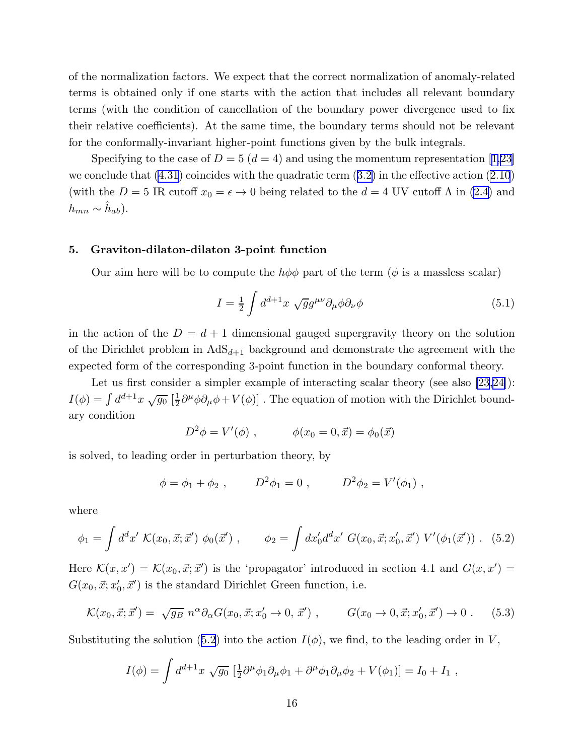of the normalization factors. We expect that the correct normalization of anomaly-related terms is obtained only if one starts with the action that includes all relevant boundary terms (with the condition of cancellation of the boundary power divergence used to fix their relative coefficients). At the same time, the boundary terms should not be relevant for the conformally-invariant higher-point functions given by the bulk integrals.

Specifying to the case of $D = 5$ ($d = 4$) and using the momentum representation [1,23] we conclude that (4.31) coincides with the quadratic term (3.2) in the effective action (2.10) (with the $D = 5$ IR cutoff $x_0 = \epsilon \to 0$ being related to the $d = 4$ UV cutoff $\Lambda$ in (2.4) and $h_{mn} \sim \hat{h}_{ab}$).

## 5. Graviton-dilaton-dilaton 3-point function

Our aim here will be to compute the $h\phi\phi$ part of the term ($\phi$ is a massless scalar)

$$I = \tfrac{1}{2} \int d^{d+1}x \ \sqrt{g} g^{\mu\nu} \partial_\mu \phi \partial_\nu \phi \tag{5.1}$$

in the action of the $D = d + 1$ dimensional gauged supergravity theory on the solution of the Dirichlet problem in $\text{AdS}_{d+1}$ background and demonstrate the agreement with the expected form of the corresponding 3-point function in the boundary conformal theory.

Let us first consider a simpler example of interacting scalar theory (see also [23,24]): $I(\phi) = \int d^{d+1}x \ \sqrt{g_0} \ [\frac{1}{2}\partial^\mu \phi \partial_\mu \phi + V(\phi)]$ . The equation of motion with the Dirichlet boundary condition

$$D^2 \phi = V'(\phi) \ , \qquad \phi(x_0 = 0, \vec{x}) = \phi_0(\vec{x})$$

is solved, to leading order in perturbation theory, by

$$\phi = \phi_1 + \phi_2 \ , \qquad D^2 \phi_1 = 0 \ , \qquad D^2 \phi_2 = V'(\phi_1) \ ,$$

where

$$\phi_1 = \int d^d x' \ \mathcal{K}(x_0, \vec{x}; \vec{x}') \ \phi_0(\vec{x}') \ , \qquad \phi_2 = \int dx'_0 d^d x' \ G(x_0, \vec{x}; x'_0, \vec{x}') \ V'(\phi_1(\vec{x}')) \ . \tag{5.2}$$

Here $\mathcal{K}(x, x') = \mathcal{K}(x_0, \vec{x}; \vec{x}')$ is the 'propagator' introduced in section 4.1 and $G(x, x') = G(x_0, \vec{x}; x'_0, \vec{x}')$ is the standard Dirichlet Green function, i.e.

$$\mathcal{K}(x_0, \vec{x}; \vec{x}') = \ \sqrt{g_B} \ n^\alpha \partial_\alpha G(x_0, \vec{x}; x'_0 \to 0, \ \vec{x}') \ , \qquad G(x_0 \to 0, \vec{x}; x'_0, \vec{x}') \to 0 \ . \tag{5.3}$$

Substituting the solution (5.2) into the action $I(\phi)$, we find, to the leading order in $V$,

$$I(\phi) = \int d^{d+1}x \ \sqrt{g_0} \ [\tfrac{1}{2}\partial^\mu \phi_1 \partial_\mu \phi_1 + \partial^\mu \phi_1 \partial_\mu \phi_2 + V(\phi_1)] = I_0 + I_1 \ ,$$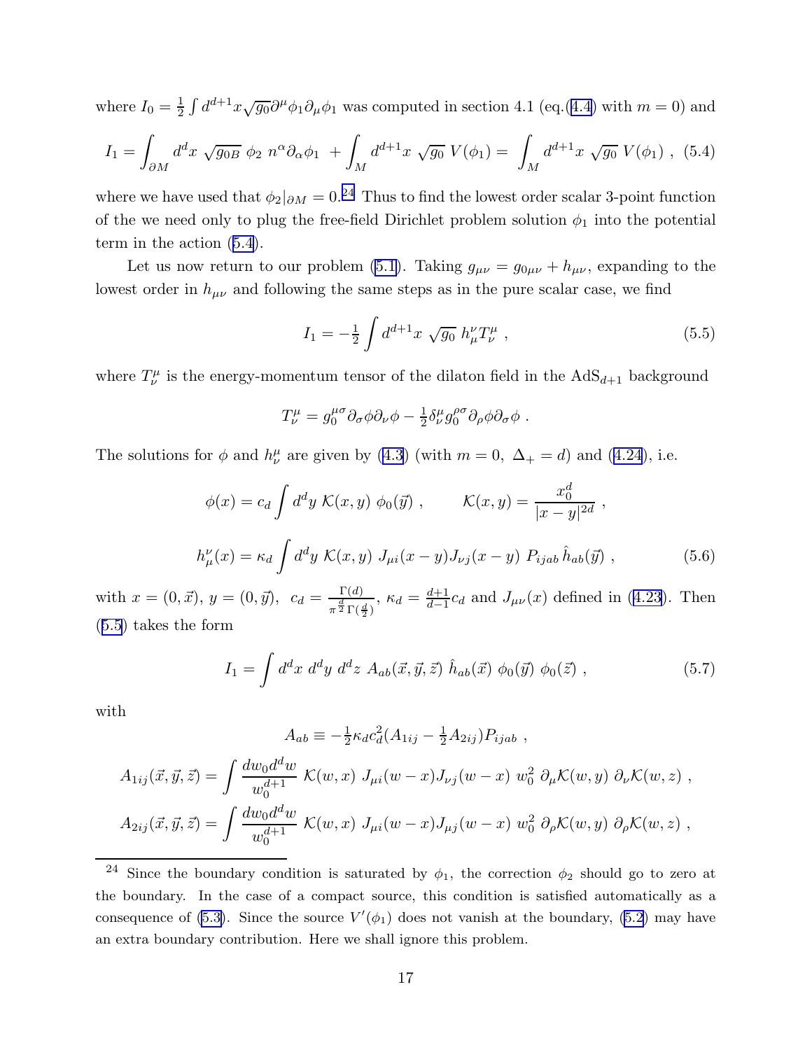where $I_0 = \frac{1}{2}\int d^{d+1}x\sqrt{g_0}\partial^\mu\phi_1\partial_\mu\phi_1$ was computed in section 4.1 (eq.(4.4) with $m=0$) and

$$I_1 = \int_{\partial M} d^d x \ \sqrt{g_{0B}} \ \phi_2 \ n^\alpha \partial_\alpha \phi_1 \ + \int_M d^{d+1}x \ \sqrt{g_0} \ V(\phi_1) = \int_M d^{d+1}x \ \sqrt{g_0} \ V(\phi_1) \ , \quad (5.4)$$

where we have used that $\phi_2|_{\partial M} = 0$.[24] Thus to find the lowest order scalar 3-point function of the we need only to plug the free-field Dirichlet problem solution $\phi_1$ into the potential term in the action (5.4).

Let us now return to our problem (5.1). Taking $g_{\mu\nu} = g_{0\mu\nu} + h_{\mu\nu}$, expanding to the lowest order in $h_{\mu\nu}$ and following the same steps as in the pure scalar case, we find

$$I_1 = -\tfrac{1}{2}\int d^{d+1}x \ \sqrt{g_0} \ h^\nu_\mu T^\mu_\nu \ , \quad (5.5)$$

where $T^\mu_\nu$ is the energy-momentum tensor of the dilaton field in the $\mathrm{AdS}_{d+1}$ background

$$T^\mu_\nu = g_0^{\mu\sigma}\partial_\sigma\phi\partial_\nu\phi - \tfrac{1}{2}\delta^\mu_\nu g_0^{\rho\sigma}\partial_\rho\phi\partial_\sigma\phi \ .$$

The solutions for $\phi$ and $h^\mu_\nu$ are given by (4.3) (with $m=0$, $\Delta_+ = d$) and (4.24), i.e.

$$\phi(x) = c_d \int d^d y \ \mathcal{K}(x,y) \ \phi_0(\vec{y}) \ , \qquad \mathcal{K}(x,y) = \frac{x_0^d}{|x-y|^{2d}} \ ,$$

$$h^\nu_\mu(x) = \kappa_d \int d^d y \ \mathcal{K}(x,y) \ J_{\mu i}(x-y) J_{\nu j}(x-y) \ P_{ijab} \ \hat{h}_{ab}(\vec{y}) \ , \quad (5.6)$$

with $x=(0,\vec{x})$, $y=(0,\vec{y})$, $c_d = \frac{\Gamma(d)}{\pi^{\frac{d}{2}}\Gamma(\frac{d}{2})}$, $\kappa_d = \frac{d+1}{d-1}c_d$ and $J_{\mu\nu}(x)$ defined in (4.23). Then (5.5) takes the form

$$I_1 = \int d^d x \ d^d y \ d^d z \ A_{ab}(\vec{x},\vec{y},\vec{z}) \ \hat{h}_{ab}(\vec{x}) \ \phi_0(\vec{y}) \ \phi_0(\vec{z}) \ , \quad (5.7)$$

with

$$A_{ab} \equiv -\tfrac{1}{2}\kappa_d c_d^2 (A_{1ij} - \tfrac{1}{2}A_{2ij}) P_{ijab} \ ,$$

$$A_{1ij}(\vec{x},\vec{y},\vec{z}) = \int \frac{dw_0 d^d w}{w_0^{d+1}} \ \mathcal{K}(w,x) \ J_{\mu i}(w-x) J_{\nu j}(w-x) \ w_0^2 \ \partial_\mu \mathcal{K}(w,y) \ \partial_\nu \mathcal{K}(w,z) \ ,$$

$$A_{2ij}(\vec{x},\vec{y},\vec{z}) = \int \frac{dw_0 d^d w}{w_0^{d+1}} \ \mathcal{K}(w,x) \ J_{\mu i}(w-x) J_{\mu j}(w-x) \ w_0^2 \ \partial_\rho \mathcal{K}(w,y) \ \partial_\rho \mathcal{K}(w,z) \ ,$$

---

[24] Since the boundary condition is saturated by $\phi_1$, the correction $\phi_2$ should go to zero at the boundary. In the case of a compact source, this condition is satisfied automatically as a consequence of (5.3). Since the source $V'(\phi_1)$ does not vanish at the boundary, (5.2) may have an extra boundary contribution. Here we shall ignore this problem.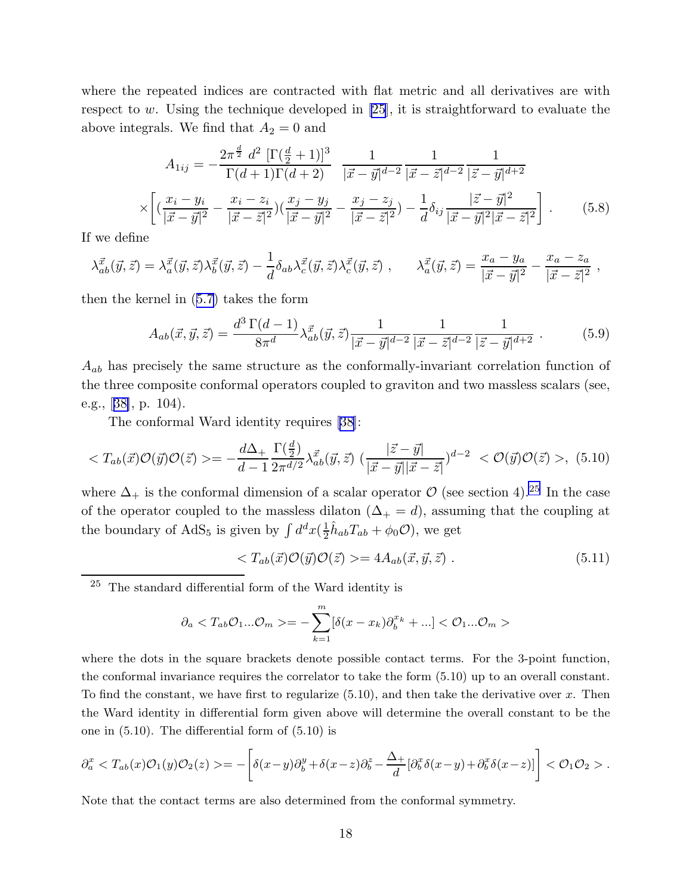where the repeated indices are contracted with flat metric and all derivatives are with respect to $w$. Using the technique developed in [25], it is straightforward to evaluate the above integrals. We find that $A_2 = 0$ and

$$A_{1ij} = -\frac{2\pi^{\frac{d}{2}}\ d^2\ [\Gamma(\frac{d}{2}+1)]^3}{\Gamma(d+1)\Gamma(d+2)}\ \frac{1}{|\vec{x}-\vec{y}|^{d-2}}\frac{1}{|\vec{x}-\vec{z}|^{d-2}}\frac{1}{|\vec{z}-\vec{y}|^{d+2}}$$
$$\times\left[(\frac{x_i-y_i}{|\vec{x}-\vec{y}|^2}-\frac{x_i-z_i}{|\vec{x}-\vec{z}|^2})(\frac{x_j-y_j}{|\vec{x}-\vec{y}|^2}-\frac{x_j-z_j}{|\vec{x}-\vec{z}|^2})-\frac{1}{d}\delta_{ij}\frac{|\vec{z}-\vec{y}|^2}{|\vec{x}-\vec{y}|^2|\vec{x}-\vec{z}|^2}\right] . \qquad (5.8)$$

If we define

$$\lambda^{\vec{x}}_{ab}(\vec{y},\vec{z}) = \lambda^{\vec{x}}_a(\vec{y},\vec{z})\lambda^{\vec{x}}_b(\vec{y},\vec{z}) - \frac{1}{d}\delta_{ab}\lambda^{\vec{x}}_c(\vec{y},\vec{z})\lambda^{\vec{x}}_c(\vec{y},\vec{z}) , \qquad \lambda^{\vec{x}}_a(\vec{y},\vec{z}) = \frac{x_a-y_a}{|\vec{x}-\vec{y}|^2} - \frac{x_a-z_a}{|\vec{x}-\vec{z}|^2} ,$$

then the kernel in (5.7) takes the form

$$A_{ab}(\vec{x},\vec{y},\vec{z}) = \frac{d^3\,\Gamma(d-1)}{8\pi^d}\lambda^{\vec{x}}_{ab}(\vec{y},\vec{z})\frac{1}{|\vec{x}-\vec{y}|^{d-2}}\frac{1}{|\vec{x}-\vec{z}|^{d-2}}\frac{1}{|\vec{z}-\vec{y}|^{d+2}} . \qquad (5.9)$$

$A_{ab}$ has precisely the same structure as the conformally-invariant correlation function of the three composite conformal operators coupled to graviton and two massless scalars (see, e.g., [38], p. 104).

The conformal Ward identity requires [38]:

$$< T_{ab}(\vec{x})\mathcal{O}(\vec{y})\mathcal{O}(\vec{z}) >= -\frac{d\Delta_+}{d-1}\frac{\Gamma(\frac{d}{2})}{2\pi^{d/2}}\lambda^{\vec{x}}_{ab}(\vec{y},\vec{z})\ (\frac{|\vec{z}-\vec{y}|}{|\vec{x}-\vec{y}||\vec{x}-\vec{z}|})^{d-2}\ < \mathcal{O}(\vec{y})\mathcal{O}(\vec{z}) >, \ (5.10)$$

where $\Delta_+$ is the conformal dimension of a scalar operator $\mathcal{O}$ (see section 4).[25] In the case of the operator coupled to the massless dilaton ($\Delta_+ = d$), assuming that the coupling at the boundary of $\mathrm{AdS}_5$ is given by $\int d^dx(\frac{1}{2}\hat{h}_{ab}T_{ab} + \phi_0\mathcal{O})$, we get

$$< T_{ab}(\vec{x})\mathcal{O}(\vec{y})\mathcal{O}(\vec{z}) >= 4A_{ab}(\vec{x},\vec{y},\vec{z}) . \qquad (5.11)$$

[25] The standard differential form of the Ward identity is

$$\partial_a < T_{ab}\mathcal{O}_1...\mathcal{O}_m >= -\sum_{k=1}^{m}[\delta(x-x_k)\partial^{x_k}_b + ...] < \mathcal{O}_1...\mathcal{O}_m >$$

where the dots in the square brackets denote possible contact terms. For the 3-point function, the conformal invariance requires the correlator to take the form (5.10) up to an overall constant. To find the constant, we have first to regularize (5.10), and then take the derivative over $x$. Then the Ward identity in differential form given above will determine the overall constant to be the one in (5.10). The differential form of (5.10) is

$$\partial^x_a < T_{ab}(x)\mathcal{O}_1(y)\mathcal{O}_2(z) >= -\left[\delta(x-y)\partial^y_b + \delta(x-z)\partial^z_b - \frac{\Delta_+}{d}[\partial^x_b\delta(x-y) + \partial^x_b\delta(x-z)]\right] < \mathcal{O}_1\mathcal{O}_2 > .$$

Note that the contact terms are also determined from the conformal symmetry.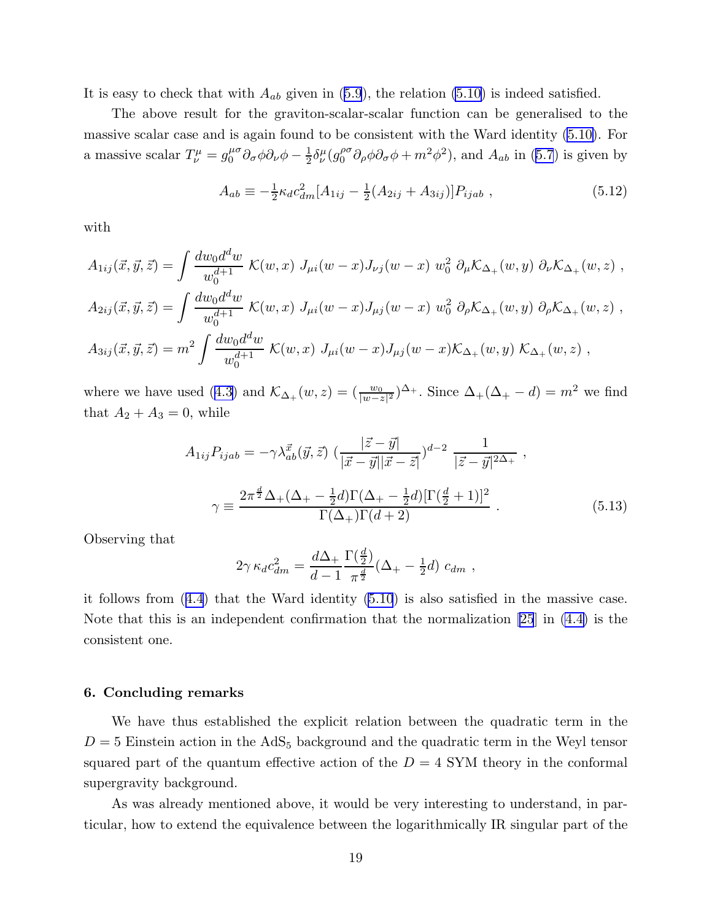It is easy to check that with $A_{ab}$ given in (5.9), the relation (5.10) is indeed satisfied.

The above result for the graviton-scalar-scalar function can be generalised to the massive scalar case and is again found to be consistent with the Ward identity (5.10). For a massive scalar $T^\mu_\nu = g_0^{\mu\sigma}\partial_\sigma\phi\partial_\nu\phi - \frac{1}{2}\delta^\mu_\nu(g_0^{\rho\sigma}\partial_\rho\phi\partial_\sigma\phi + m^2\phi^2)$, and $A_{ab}$ in (5.7) is given by

$$A_{ab} \equiv -\tfrac{1}{2}\kappa_d c_{dm}^2 [A_{1ij} - \tfrac{1}{2}(A_{2ij} + A_{3ij})] P_{ijab} \ , \tag{5.12}$$

with

$$A_{1ij}(\vec{x},\vec{y},\vec{z}) = \int \frac{dw_0 d^d w}{w_0^{d+1}} \ \mathcal{K}(w,x) \ J_{\mu i}(w-x) J_{\nu j}(w-x) \ w_0^2 \ \partial_\mu \mathcal{K}_{\Delta_+}(w,y) \ \partial_\nu \mathcal{K}_{\Delta_+}(w,z) \ ,$$

$$A_{2ij}(\vec{x},\vec{y},\vec{z}) = \int \frac{dw_0 d^d w}{w_0^{d+1}} \ \mathcal{K}(w,x) \ J_{\mu i}(w-x) J_{\mu j}(w-x) \ w_0^2 \ \partial_\rho \mathcal{K}_{\Delta_+}(w,y) \ \partial_\rho \mathcal{K}_{\Delta_+}(w,z) \ ,$$

$$A_{3ij}(\vec{x},\vec{y},\vec{z}) = m^2 \int \frac{dw_0 d^d w}{w_0^{d+1}} \ \mathcal{K}(w,x) \ J_{\mu i}(w-x) J_{\mu j}(w-x) \mathcal{K}_{\Delta_+}(w,y) \ \mathcal{K}_{\Delta_+}(w,z) \ ,$$

where we have used (4.3) and $\mathcal{K}_{\Delta_+}(w,z) = (\frac{w_0}{|w-z|^2})^{\Delta_+}$. Since $\Delta_+(\Delta_+ - d) = m^2$ we find that $A_2 + A_3 = 0$, while

$$A_{1ij} P_{ijab} = -\gamma \lambda^{\vec{x}}_{ab}(\vec{y},\vec{z}) \ (\frac{|\vec{z}-\vec{y}|}{|\vec{x}-\vec{y}||\vec{x}-\vec{z}|})^{d-2} \ \frac{1}{|\vec{z}-\vec{y}|^{2\Delta_+}} \ ,$$

$$\gamma \equiv \frac{2\pi^{\frac{d}{2}} \Delta_+ (\Delta_+ - \frac{1}{2}d) \Gamma(\Delta_+ - \frac{1}{2}d) [\Gamma(\frac{d}{2}+1)]^2}{\Gamma(\Delta_+) \Gamma(d+2)} \ . \tag{5.13}$$

Observing that

$$2\gamma \, \kappa_d c_{dm}^2 = \frac{d\Delta_+}{d-1} \frac{\Gamma(\frac{d}{2})}{\pi^{\frac{d}{2}}} (\Delta_+ - \tfrac{1}{2}d) \ c_{dm} \ ,$$

it follows from (4.4) that the Ward identity (5.10) is also satisfied in the massive case. Note that this is an independent confirmation that the normalization [25] in (4.4) is the consistent one.

## 6. Concluding remarks

We have thus established the explicit relation between the quadratic term in the $D = 5$ Einstein action in the $\text{AdS}_5$ background and the quadratic term in the Weyl tensor squared part of the quantum effective action of the $D = 4$ SYM theory in the conformal supergravity background.

As was already mentioned above, it would be very interesting to understand, in particular, how to extend the equivalence between the logarithmically IR singular part of the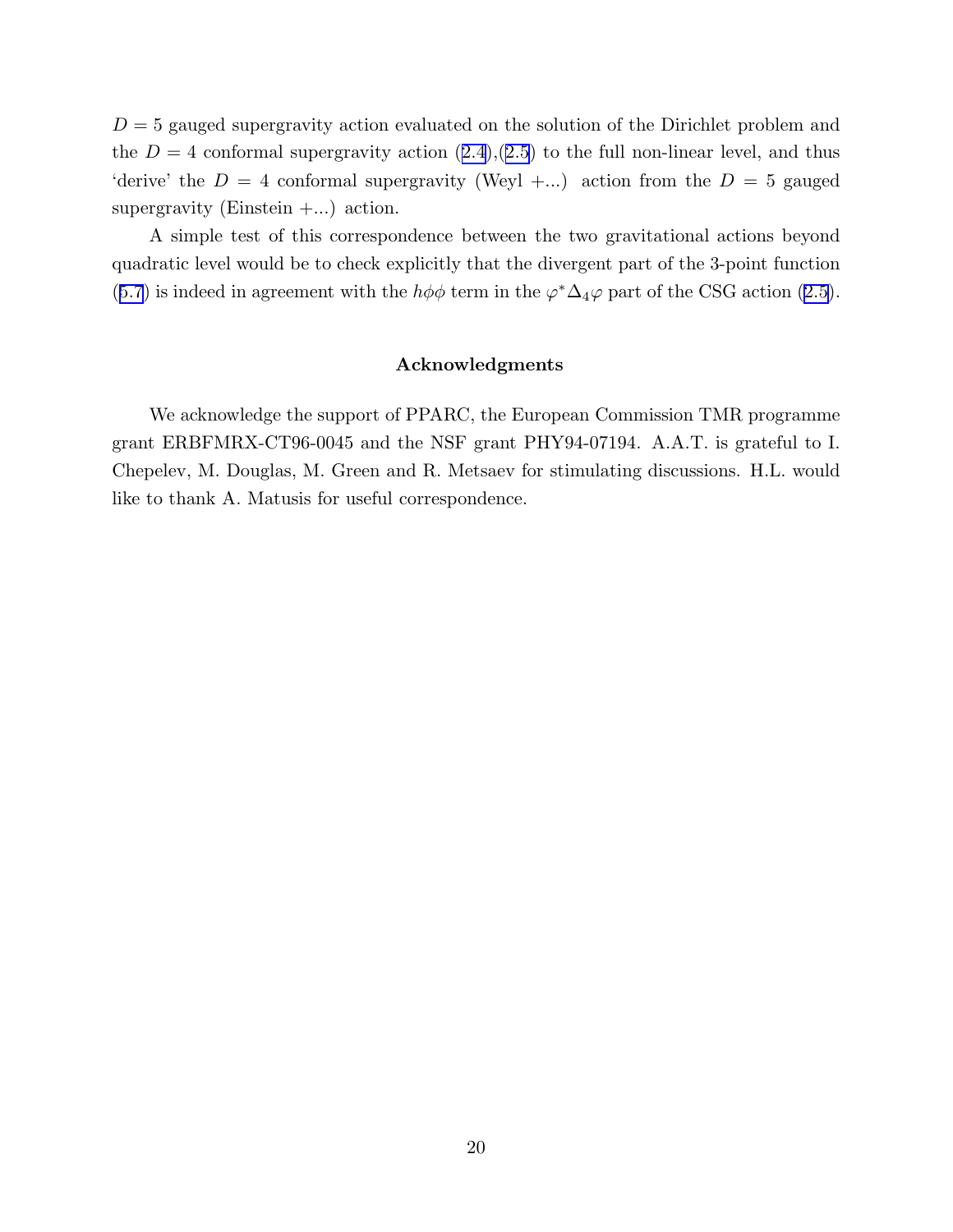$D = 5$ gauged supergravity action evaluated on the solution of the Dirichlet problem and the $D = 4$ conformal supergravity action (2.4),(2.5) to the full non-linear level, and thus 'derive' the $D = 4$ conformal supergravity (Weyl +...) action from the $D = 5$ gauged supergravity (Einstein +...) action.

A simple test of this correspondence between the two gravitational actions beyond quadratic level would be to check explicitly that the divergent part of the 3-point function (5.7) is indeed in agreement with the $h\phi\phi$ term in the $\varphi^* \Delta_4 \varphi$ part of the CSG action (2.5).

### Acknowledgments

We acknowledge the support of PPARC, the European Commission TMR programme grant ERBFMRX-CT96-0045 and the NSF grant PHY94-07194. A.A.T. is grateful to I. Chepelev, M. Douglas, M. Green and R. Metsaev for stimulating discussions. H.L. would like to thank A. Matusis for useful correspondence.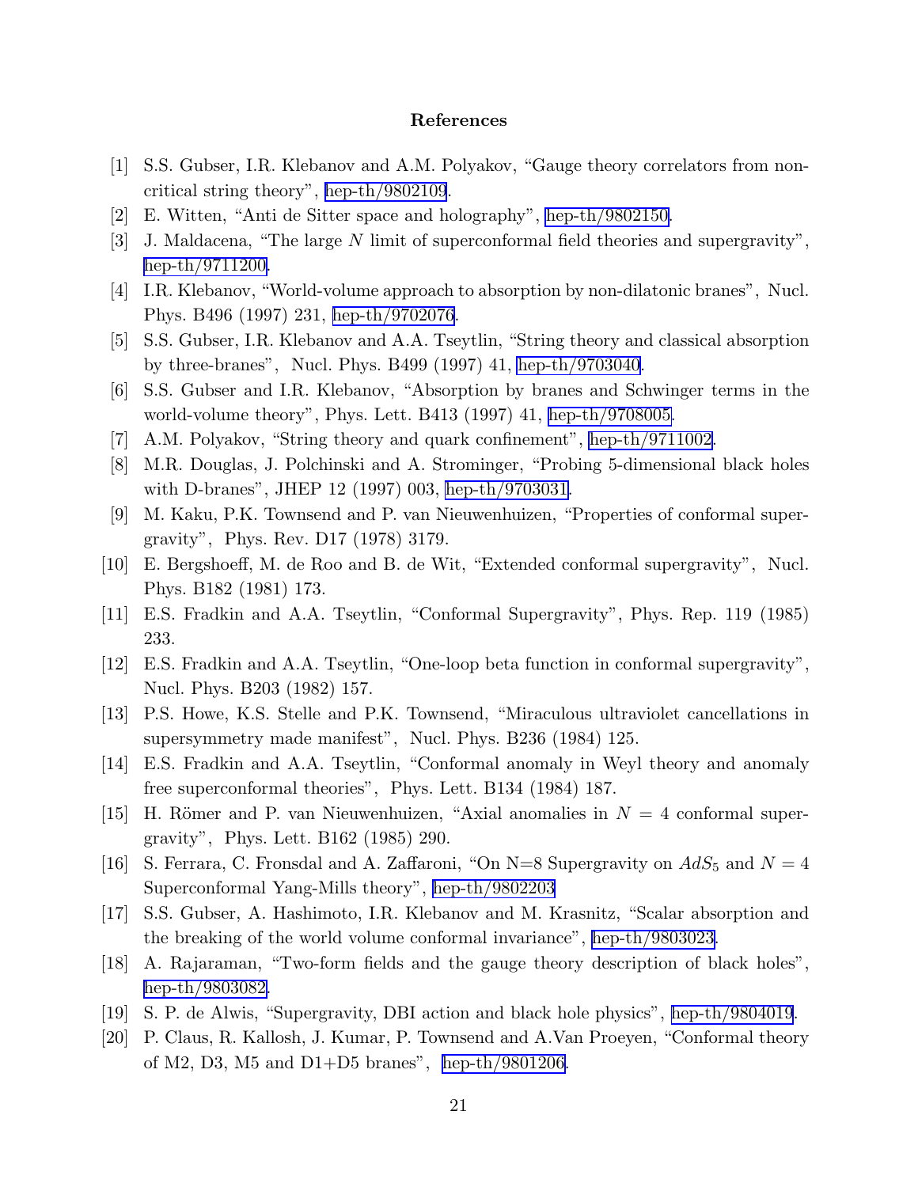## References

[1] S.S. Gubser, I.R. Klebanov and A.M. Polyakov, "Gauge theory correlators from non-critical string theory", hep-th/9802109.

[2] E. Witten, "Anti de Sitter space and holography", hep-th/9802150.

[3] J. Maldacena, "The large $N$ limit of superconformal field theories and supergravity", hep-th/9711200.

[4] I.R. Klebanov, "World-volume approach to absorption by non-dilatonic branes", Nucl. Phys. B496 (1997) 231, hep-th/9702076.

[5] S.S. Gubser, I.R. Klebanov and A.A. Tseytlin, "String theory and classical absorption by three-branes", Nucl. Phys. B499 (1997) 41, hep-th/9703040.

[6] S.S. Gubser and I.R. Klebanov, "Absorption by branes and Schwinger terms in the world-volume theory", Phys. Lett. B413 (1997) 41, hep-th/9708005.

[7] A.M. Polyakov, "String theory and quark confinement", hep-th/9711002.

[8] M.R. Douglas, J. Polchinski and A. Strominger, "Probing 5-dimensional black holes with D-branes", JHEP 12 (1997) 003, hep-th/9703031.

[9] M. Kaku, P.K. Townsend and P. van Nieuwenhuizen, "Properties of conformal supergravity", Phys. Rev. D17 (1978) 3179.

[10] E. Bergshoeff, M. de Roo and B. de Wit, "Extended conformal supergravity", Nucl. Phys. B182 (1981) 173.

[11] E.S. Fradkin and A.A. Tseytlin, "Conformal Supergravity", Phys. Rep. 119 (1985) 233.

[12] E.S. Fradkin and A.A. Tseytlin, "One-loop beta function in conformal supergravity", Nucl. Phys. B203 (1982) 157.

[13] P.S. Howe, K.S. Stelle and P.K. Townsend, "Miraculous ultraviolet cancellations in supersymmetry made manifest", Nucl. Phys. B236 (1984) 125.

[14] E.S. Fradkin and A.A. Tseytlin, "Conformal anomaly in Weyl theory and anomaly free superconformal theories", Phys. Lett. B134 (1984) 187.

[15] H. Römer and P. van Nieuwenhuizen, "Axial anomalies in $N = 4$ conformal supergravity", Phys. Lett. B162 (1985) 290.

[16] S. Ferrara, C. Fronsdal and A. Zaffaroni, "On N=8 Supergravity on $AdS_5$ and $N = 4$ Superconformal Yang-Mills theory", hep-th/9802203

[17] S.S. Gubser, A. Hashimoto, I.R. Klebanov and M. Krasnitz, "Scalar absorption and the breaking of the world volume conformal invariance", hep-th/9803023.

[18] A. Rajaraman, "Two-form fields and the gauge theory description of black holes", hep-th/9803082.

[19] S. P. de Alwis, "Supergravity, DBI action and black hole physics", hep-th/9804019.

[20] P. Claus, R. Kallosh, J. Kumar, P. Townsend and A.Van Proeyen, "Conformal theory of M2, D3, M5 and D1+D5 branes", hep-th/9801206.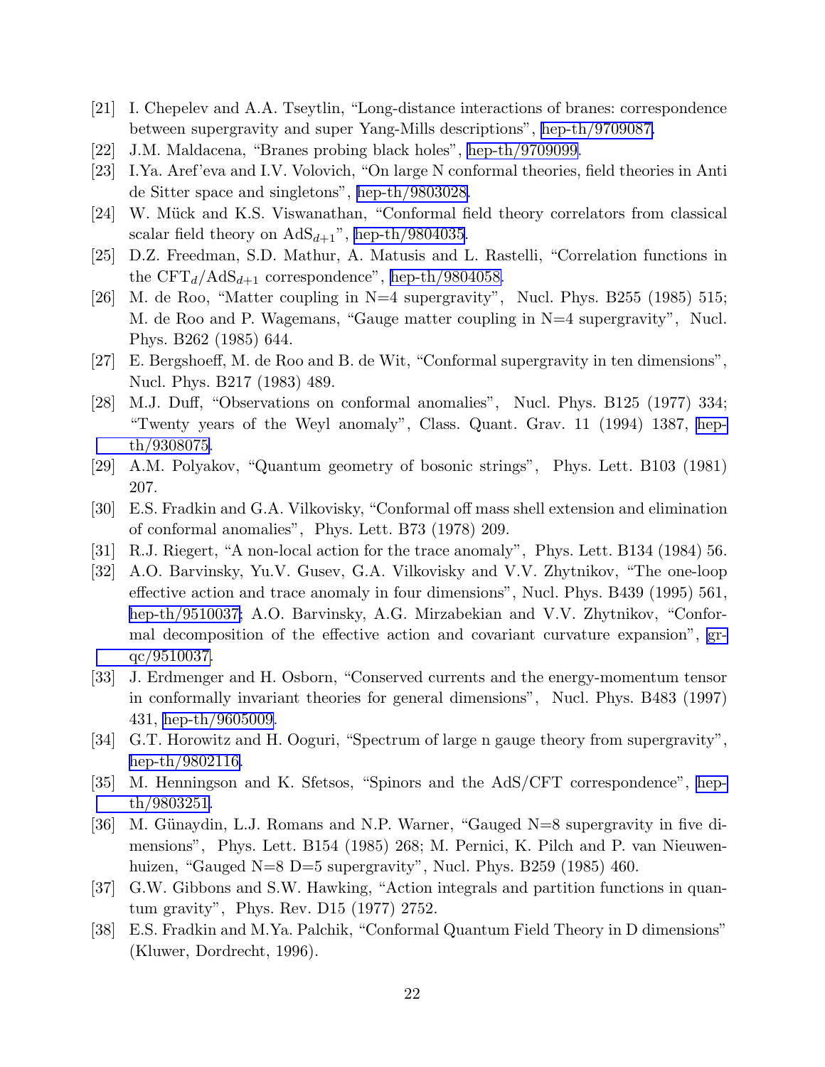[21] I. Chepelev and A.A. Tseytlin, "Long-distance interactions of branes: correspondence between supergravity and super Yang-Mills descriptions", hep-th/9709087.

[22] J.M. Maldacena, "Branes probing black holes", hep-th/9709099.

[23] I.Ya. Aref'eva and I.V. Volovich, "On large N conformal theories, field theories in Anti de Sitter space and singletons", hep-th/9803028.

[24] W. Mück and K.S. Viswanathan, "Conformal field theory correlators from classical scalar field theory on $\mathrm{AdS}_{d+1}$", hep-th/9804035.

[25] D.Z. Freedman, S.D. Mathur, A. Matusis and L. Rastelli, "Correlation functions in the $\mathrm{CFT}_d/\mathrm{AdS}_{d+1}$ correspondence", hep-th/9804058.

[26] M. de Roo, "Matter coupling in N=4 supergravity", Nucl. Phys. B255 (1985) 515; M. de Roo and P. Wagemans, "Gauge matter coupling in N=4 supergravity", Nucl. Phys. B262 (1985) 644.

[27] E. Bergshoeff, M. de Roo and B. de Wit, "Conformal supergravity in ten dimensions", Nucl. Phys. B217 (1983) 489.

[28] M.J. Duff, "Observations on conformal anomalies", Nucl. Phys. B125 (1977) 334; "Twenty years of the Weyl anomaly", Class. Quant. Grav. 11 (1994) 1387, hep-th/9308075.

[29] A.M. Polyakov, "Quantum geometry of bosonic strings", Phys. Lett. B103 (1981) 207.

[30] E.S. Fradkin and G.A. Vilkovisky, "Conformal off mass shell extension and elimination of conformal anomalies", Phys. Lett. B73 (1978) 209.

[31] R.J. Riegert, "A non-local action for the trace anomaly", Phys. Lett. B134 (1984) 56.

[32] A.O. Barvinsky, Yu.V. Gusev, G.A. Vilkovisky and V.V. Zhytnikov, "The one-loop effective action and trace anomaly in four dimensions", Nucl. Phys. B439 (1995) 561, hep-th/9510037; A.O. Barvinsky, A.G. Mirzabekian and V.V. Zhytnikov, "Conformal decomposition of the effective action and covariant curvature expansion", gr-qc/9510037.

[33] J. Erdmenger and H. Osborn, "Conserved currents and the energy-momentum tensor in conformally invariant theories for general dimensions", Nucl. Phys. B483 (1997) 431, hep-th/9605009.

[34] G.T. Horowitz and H. Ooguri, "Spectrum of large n gauge theory from supergravity", hep-th/9802116.

[35] M. Henningson and K. Sfetsos, "Spinors and the AdS/CFT correspondence", hep-th/9803251.

[36] M. Günaydin, L.J. Romans and N.P. Warner, "Gauged N=8 supergravity in five dimensions", Phys. Lett. B154 (1985) 268; M. Pernici, K. Pilch and P. van Nieuwenhuizen, "Gauged N=8 D=5 supergravity", Nucl. Phys. B259 (1985) 460.

[37] G.W. Gibbons and S.W. Hawking, "Action integrals and partition functions in quantum gravity", Phys. Rev. D15 (1977) 2752.

[38] E.S. Fradkin and M.Ya. Palchik, "Conformal Quantum Field Theory in D dimensions" (Kluwer, Dordrecht, 1996).